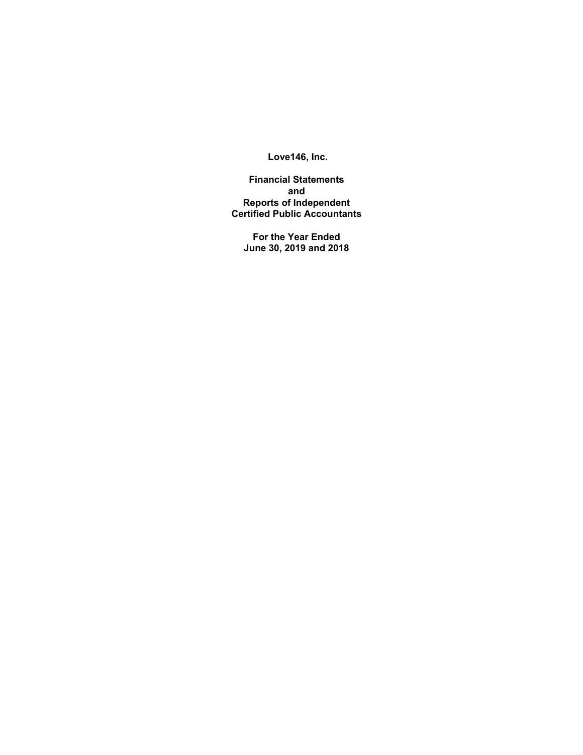**Love146, Inc.**

**Financial Statements**
**and**
**Reports of Independent**
**Certified Public Accountants**

**For the Year Ended**
**June 30, 2019 and 2018**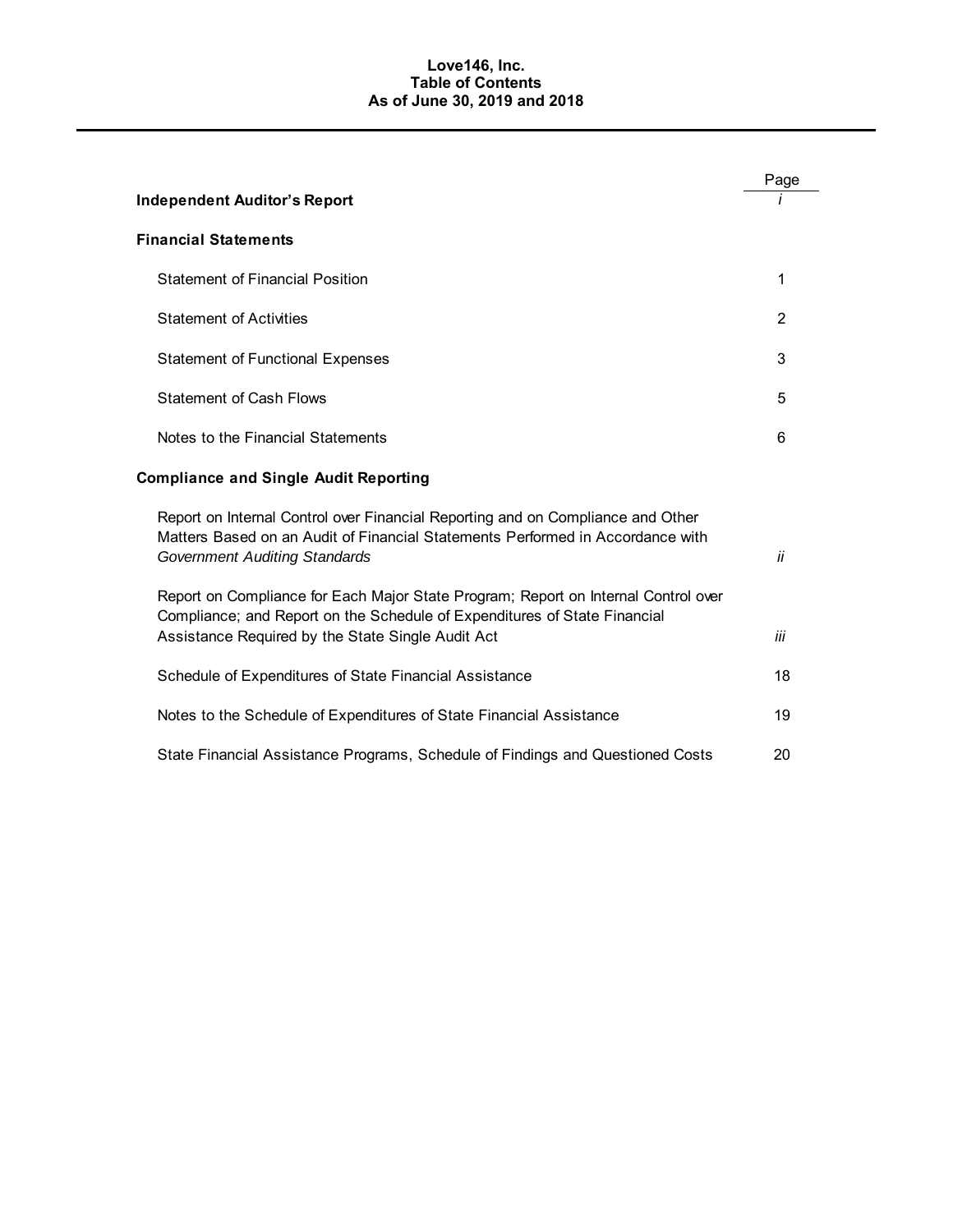# Love146, Inc.
## Table of Contents
## As of June 30, 2019 and 2018

| | Page |
|---|---|
| **Independent Auditor's Report** | *i* |
| **Financial Statements** | |
| Statement of Financial Position | 1 |
| Statement of Activities | 2 |
| Statement of Functional Expenses | 3 |
| Statement of Cash Flows | 5 |
| Notes to the Financial Statements | 6 |
| **Compliance and Single Audit Reporting** | |
| Report on Internal Control over Financial Reporting and on Compliance and Other Matters Based on an Audit of Financial Statements Performed in Accordance with *Government Auditing Standards* | *ii* |
| Report on Compliance for Each Major State Program; Report on Internal Control over Compliance; and Report on the Schedule of Expenditures of State Financial Assistance Required by the State Single Audit Act | *iii* |
| Schedule of Expenditures of State Financial Assistance | 18 |
| Notes to the Schedule of Expenditures of State Financial Assistance | 19 |
| State Financial Assistance Programs, Schedule of Findings and Questioned Costs | 20 |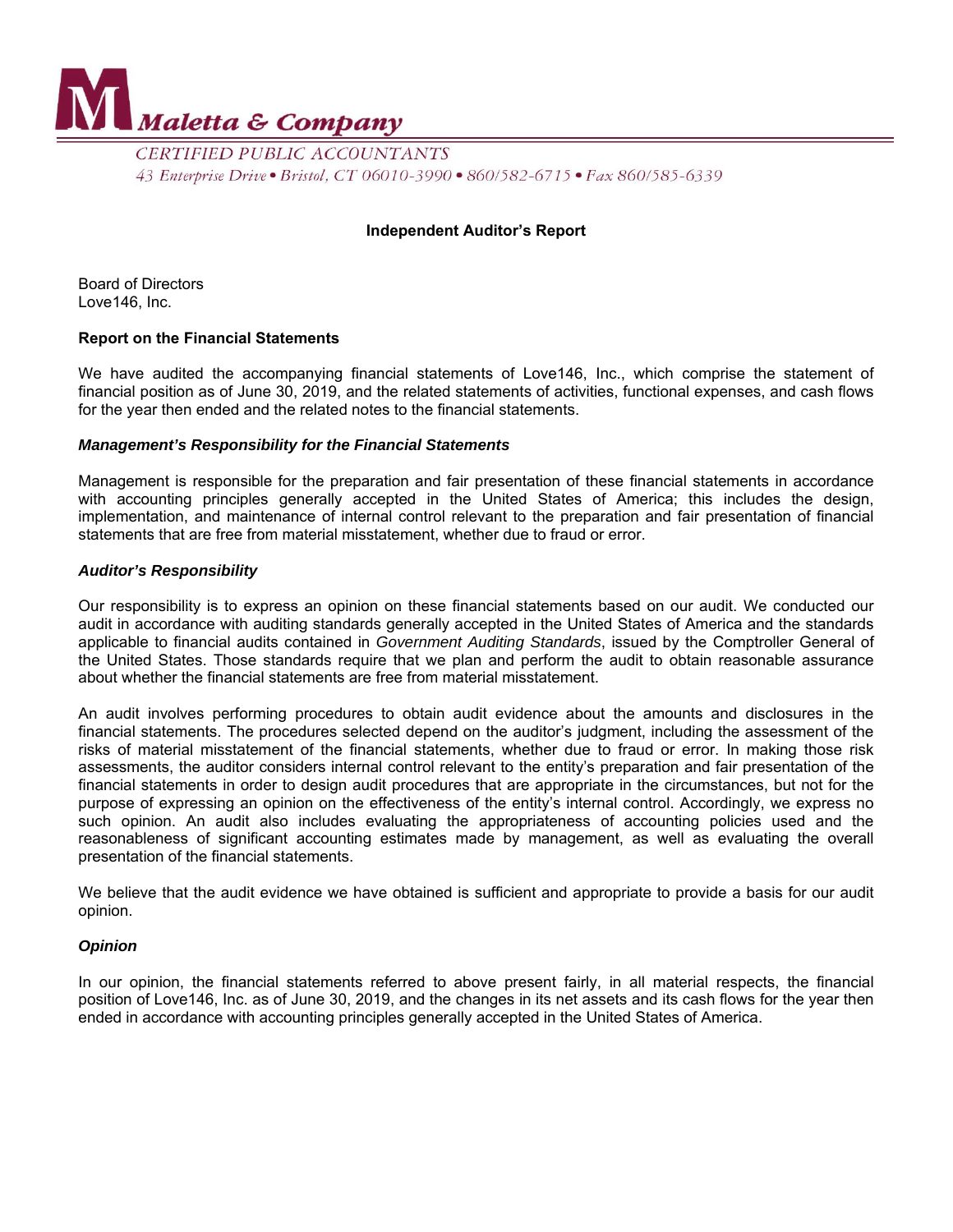# Maletta & Company

CERTIFIED PUBLIC ACCOUNTANTS

43 Enterprise Drive • Bristol, CT 06010-3990 • 860/582-6715 • Fax 860/585-6339

## Independent Auditor's Report

Board of Directors
Love146, Inc.

### Report on the Financial Statements

We have audited the accompanying financial statements of Love146, Inc., which comprise the statement of financial position as of June 30, 2019, and the related statements of activities, functional expenses, and cash flows for the year then ended and the related notes to the financial statements.

#### *Management's Responsibility for the Financial Statements*

Management is responsible for the preparation and fair presentation of these financial statements in accordance with accounting principles generally accepted in the United States of America; this includes the design, implementation, and maintenance of internal control relevant to the preparation and fair presentation of financial statements that are free from material misstatement, whether due to fraud or error.

#### *Auditor's Responsibility*

Our responsibility is to express an opinion on these financial statements based on our audit. We conducted our audit in accordance with auditing standards generally accepted in the United States of America and the standards applicable to financial audits contained in *Government Auditing Standards*, issued by the Comptroller General of the United States. Those standards require that we plan and perform the audit to obtain reasonable assurance about whether the financial statements are free from material misstatement.

An audit involves performing procedures to obtain audit evidence about the amounts and disclosures in the financial statements. The procedures selected depend on the auditor's judgment, including the assessment of the risks of material misstatement of the financial statements, whether due to fraud or error. In making those risk assessments, the auditor considers internal control relevant to the entity's preparation and fair presentation of the financial statements in order to design audit procedures that are appropriate in the circumstances, but not for the purpose of expressing an opinion on the effectiveness of the entity's internal control. Accordingly, we express no such opinion. An audit also includes evaluating the appropriateness of accounting policies used and the reasonableness of significant accounting estimates made by management, as well as evaluating the overall presentation of the financial statements.

We believe that the audit evidence we have obtained is sufficient and appropriate to provide a basis for our audit opinion.

#### *Opinion*

In our opinion, the financial statements referred to above present fairly, in all material respects, the financial position of Love146, Inc. as of June 30, 2019, and the changes in its net assets and its cash flows for the year then ended in accordance with accounting principles generally accepted in the United States of America.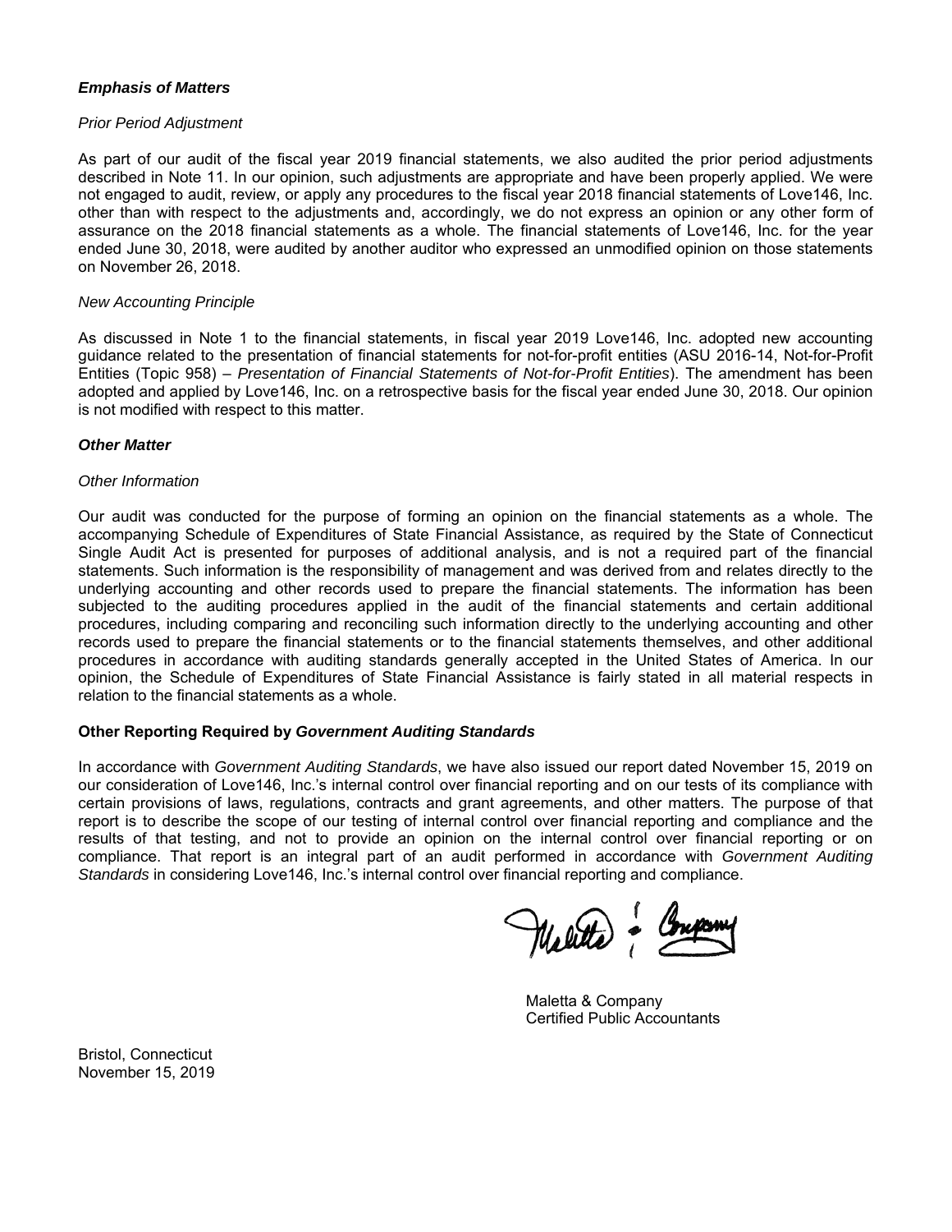***Emphasis of Matters***

*Prior Period Adjustment*

As part of our audit of the fiscal year 2019 financial statements, we also audited the prior period adjustments described in Note 11. In our opinion, such adjustments are appropriate and have been properly applied. We were not engaged to audit, review, or apply any procedures to the fiscal year 2018 financial statements of Love146, Inc. other than with respect to the adjustments and, accordingly, we do not express an opinion or any other form of assurance on the 2018 financial statements as a whole. The financial statements of Love146, Inc. for the year ended June 30, 2018, were audited by another auditor who expressed an unmodified opinion on those statements on November 26, 2018.

*New Accounting Principle*

As discussed in Note 1 to the financial statements, in fiscal year 2019 Love146, Inc. adopted new accounting guidance related to the presentation of financial statements for not-for-profit entities (ASU 2016-14, Not-for-Profit Entities (Topic 958) – *Presentation of Financial Statements of Not-for-Profit Entities*). The amendment has been adopted and applied by Love146, Inc. on a retrospective basis for the fiscal year ended June 30, 2018. Our opinion is not modified with respect to this matter.

***Other Matter***

*Other Information*

Our audit was conducted for the purpose of forming an opinion on the financial statements as a whole. The accompanying Schedule of Expenditures of State Financial Assistance, as required by the State of Connecticut Single Audit Act is presented for purposes of additional analysis, and is not a required part of the financial statements. Such information is the responsibility of management and was derived from and relates directly to the underlying accounting and other records used to prepare the financial statements. The information has been subjected to the auditing procedures applied in the audit of the financial statements and certain additional procedures, including comparing and reconciling such information directly to the underlying accounting and other records used to prepare the financial statements or to the financial statements themselves, and other additional procedures in accordance with auditing standards generally accepted in the United States of America. In our opinion, the Schedule of Expenditures of State Financial Assistance is fairly stated in all material respects in relation to the financial statements as a whole.

**Other Reporting Required by *Government Auditing Standards***

In accordance with *Government Auditing Standards*, we have also issued our report dated November 15, 2019 on our consideration of Love146, Inc.'s internal control over financial reporting and on our tests of its compliance with certain provisions of laws, regulations, contracts and grant agreements, and other matters. The purpose of that report is to describe the scope of our testing of internal control over financial reporting and compliance and the results of that testing, and not to provide an opinion on the internal control over financial reporting or on compliance. That report is an integral part of an audit performed in accordance with *Government Auditing Standards* in considering Love146, Inc.'s internal control over financial reporting and compliance.

Maletta & Company
Certified Public Accountants

Bristol, Connecticut
November 15, 2019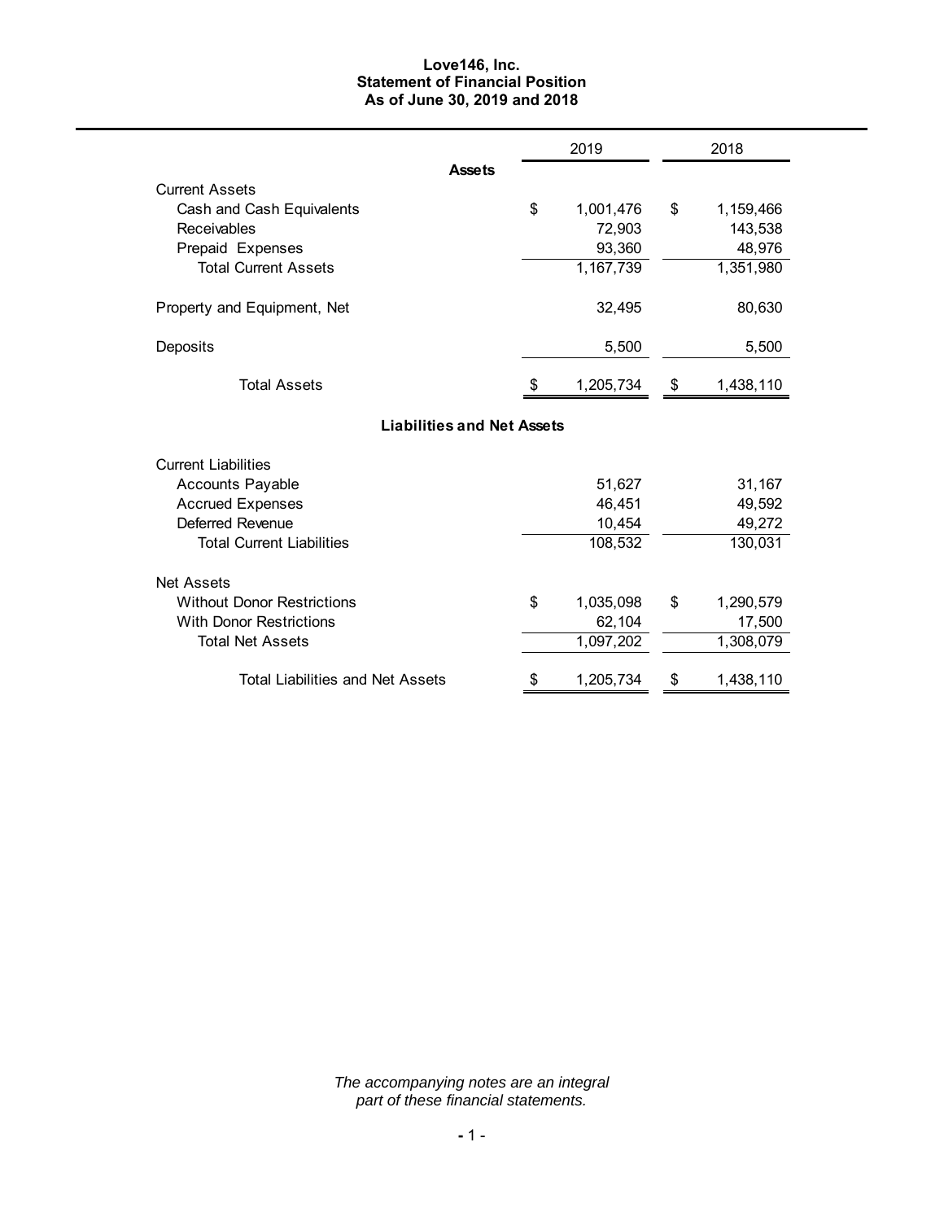# Love146, Inc.
## Statement of Financial Position
### As of June 30, 2019 and 2018

| | 2019 | 2018 |
|---|---|---|
| **Assets** | | |
| Current Assets | | |
| Cash and Cash Equivalents | $ 1,001,476 | $ 1,159,466 |
| Receivables | 72,903 | 143,538 |
| Prepaid Expenses | 93,360 | 48,976 |
| Total Current Assets | 1,167,739 | 1,351,980 |
| Property and Equipment, Net | 32,495 | 80,630 |
| Deposits | 5,500 | 5,500 |
| Total Assets | $ 1,205,734 | $ 1,438,110 |
| **Liabilities and Net Assets** | | |
| Current Liabilities | | |
| Accounts Payable | 51,627 | 31,167 |
| Accrued Expenses | 46,451 | 49,592 |
| Deferred Revenue | 10,454 | 49,272 |
| Total Current Liabilities | 108,532 | 130,031 |
| Net Assets | | |
| Without Donor Restrictions | $ 1,035,098 | $ 1,290,579 |
| With Donor Restrictions | 62,104 | 17,500 |
| Total Net Assets | 1,097,202 | 1,308,079 |
| Total Liabilities and Net Assets | $ 1,205,734 | $ 1,438,110 |

*The accompanying notes are an integral part of these financial statements.*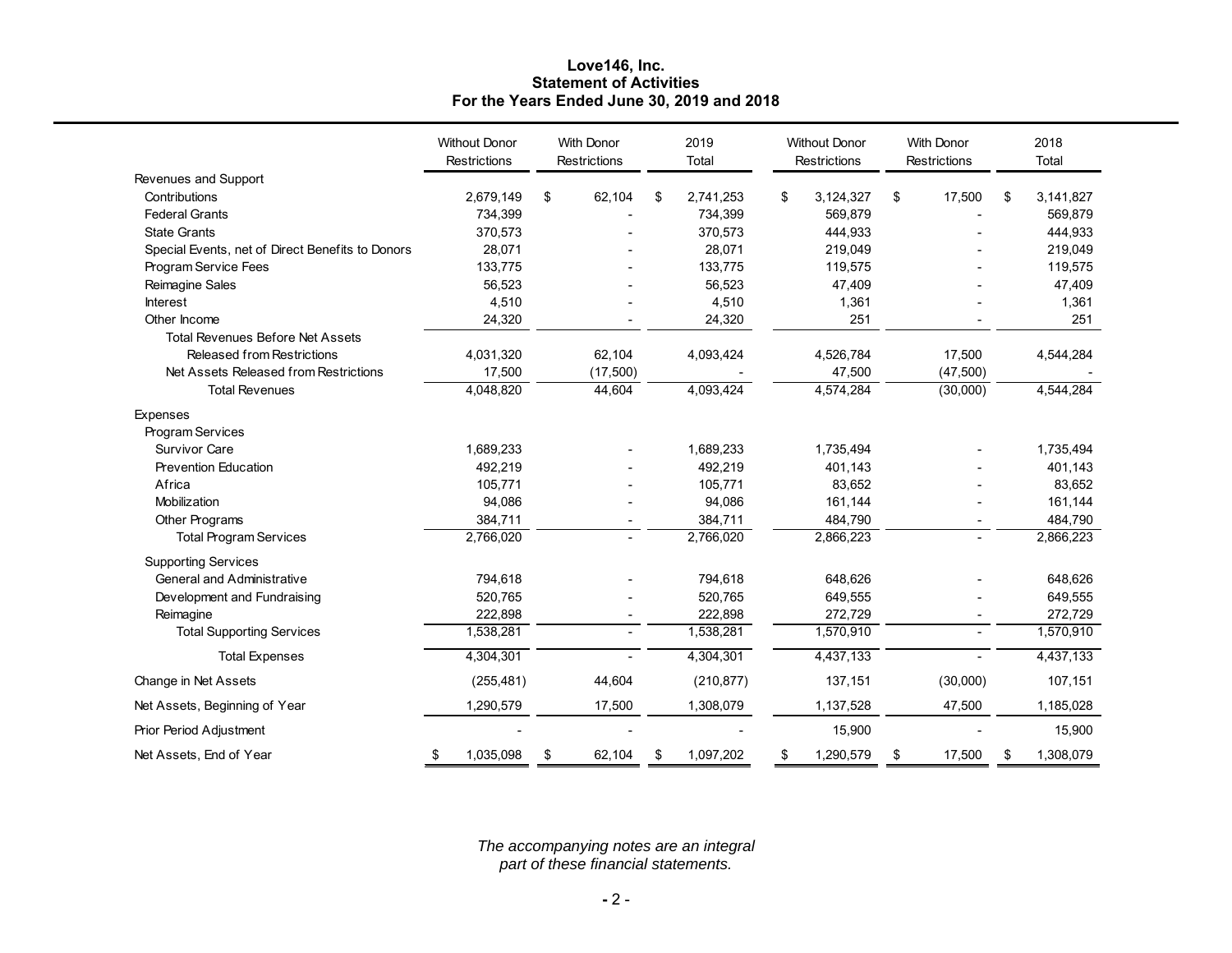# Love146, Inc.
## Statement of Activities
### For the Years Ended June 30, 2019 and 2018

| | Without Donor Restrictions | With Donor Restrictions | 2019 Total | Without Donor Restrictions | With Donor Restrictions | 2018 Total |
|---|---|---|---|---|---|---|
| **Revenues and Support** | | | | | | |
| Contributions | 2,679,149 | $ 62,104 | $ 2,741,253 | $ 3,124,327 | $ 17,500 | $ 3,141,827 |
| Federal Grants | 734,399 | - | 734,399 | 569,879 | - | 569,879 |
| State Grants | 370,573 | - | 370,573 | 444,933 | - | 444,933 |
| Special Events, net of Direct Benefits to Donors | 28,071 | - | 28,071 | 219,049 | - | 219,049 |
| Program Service Fees | 133,775 | - | 133,775 | 119,575 | - | 119,575 |
| Reimagine Sales | 56,523 | - | 56,523 | 47,409 | - | 47,409 |
| Interest | 4,510 | - | 4,510 | 1,361 | - | 1,361 |
| Other Income | 24,320 | - | 24,320 | 251 | - | 251 |
| Total Revenues Before Net Assets Released from Restrictions | 4,031,320 | 62,104 | 4,093,424 | 4,526,784 | 17,500 | 4,544,284 |
| Net Assets Released from Restrictions | 17,500 | (17,500) | - | 47,500 | (47,500) | - |
| Total Revenues | 4,048,820 | 44,604 | 4,093,424 | 4,574,284 | (30,000) | 4,544,284 |
| **Expenses** | | | | | | |
| Program Services | | | | | | |
| Survivor Care | 1,689,233 | - | 1,689,233 | 1,735,494 | - | 1,735,494 |
| Prevention Education | 492,219 | - | 492,219 | 401,143 | - | 401,143 |
| Africa | 105,771 | - | 105,771 | 83,652 | - | 83,652 |
| Mobilization | 94,086 | - | 94,086 | 161,144 | - | 161,144 |
| Other Programs | 384,711 | - | 384,711 | 484,790 | - | 484,790 |
| Total Program Services | 2,766,020 | - | 2,766,020 | 2,866,223 | - | 2,866,223 |
| Supporting Services | | | | | | |
| General and Administrative | 794,618 | - | 794,618 | 648,626 | - | 648,626 |
| Development and Fundraising | 520,765 | - | 520,765 | 649,555 | - | 649,555 |
| Reimagine | 222,898 | - | 222,898 | 272,729 | - | 272,729 |
| Total Supporting Services | 1,538,281 | - | 1,538,281 | 1,570,910 | - | 1,570,910 |
| Total Expenses | 4,304,301 | - | 4,304,301 | 4,437,133 | - | 4,437,133 |
| Change in Net Assets | (255,481) | 44,604 | (210,877) | 137,151 | (30,000) | 107,151 |
| Net Assets, Beginning of Year | 1,290,579 | 17,500 | 1,308,079 | 1,137,528 | 47,500 | 1,185,028 |
| Prior Period Adjustment | - | - | - | 15,900 | - | 15,900 |
| Net Assets, End of Year | $ 1,035,098 | $ 62,104 | $ 1,097,202 | $ 1,290,579 | $ 17,500 | $ 1,308,079 |

*The accompanying notes are an integral part of these financial statements.*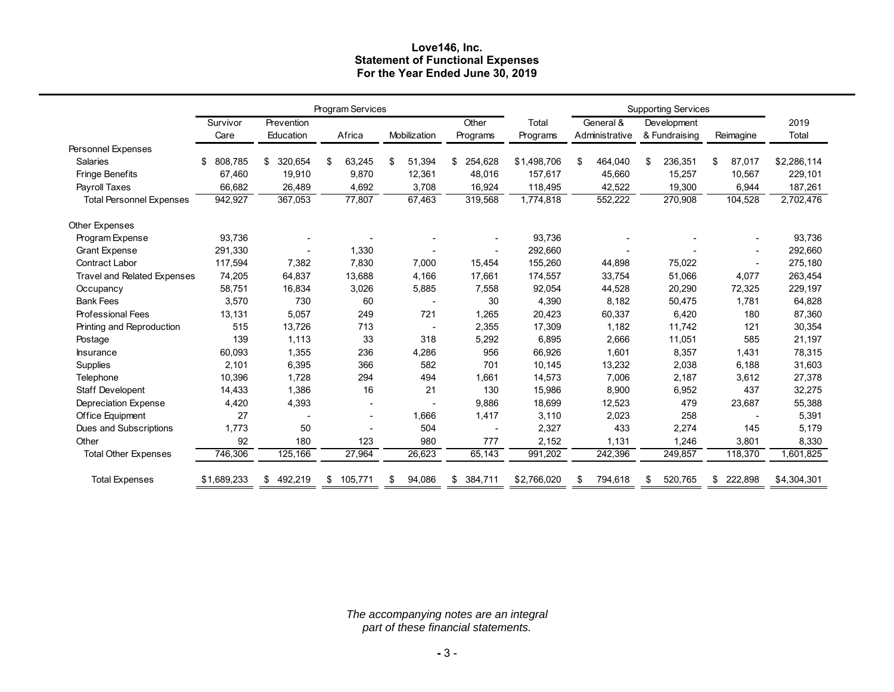# Love146, Inc.
## Statement of Functional Expenses
### For the Year Ended June 30, 2019

| | Program Services | | | | | | Supporting Services | | | |
|---|---|---|---|---|---|---|---|---|---|---|
| | Survivor Care | Prevention Education | Africa | Mobilization | Other Programs | Total Programs | General & Administrative | Development & Fundraising | Reimagine | 2019 Total |
| **Personnel Expenses** | | | | | | | | | | |
| Salaries | $ 808,785 | $ 320,654 | $ 63,245 | $ 51,394 | $ 254,628 | $1,498,706 | $ 464,040 | $ 236,351 | $ 87,017 | $2,286,114 |
| Fringe Benefits | 67,460 | 19,910 | 9,870 | 12,361 | 48,016 | 157,617 | 45,660 | 15,257 | 10,567 | 229,101 |
| Payroll Taxes | 66,682 | 26,489 | 4,692 | 3,708 | 16,924 | 118,495 | 42,522 | 19,300 | 6,944 | 187,261 |
| Total Personnel Expenses | 942,927 | 367,053 | 77,807 | 67,463 | 319,568 | 1,774,818 | 552,222 | 270,908 | 104,528 | 2,702,476 |
| **Other Expenses** | | | | | | | | | | |
| Program Expense | 93,736 | - | - | - | - | 93,736 | - | - | - | 93,736 |
| Grant Expense | 291,330 | - | 1,330 | - | - | 292,660 | - | - | - | 292,660 |
| Contract Labor | 117,594 | 7,382 | 7,830 | 7,000 | 15,454 | 155,260 | 44,898 | 75,022 | - | 275,180 |
| Travel and Related Expenses | 74,205 | 64,837 | 13,688 | 4,166 | 17,661 | 174,557 | 33,754 | 51,066 | 4,077 | 263,454 |
| Occupancy | 58,751 | 16,834 | 3,026 | 5,885 | 7,558 | 92,054 | 44,528 | 20,290 | 72,325 | 229,197 |
| Bank Fees | 3,570 | 730 | 60 | - | 30 | 4,390 | 8,182 | 50,475 | 1,781 | 64,828 |
| Professional Fees | 13,131 | 5,057 | 249 | 721 | 1,265 | 20,423 | 60,337 | 6,420 | 180 | 87,360 |
| Printing and Reproduction | 515 | 13,726 | 713 | - | 2,355 | 17,309 | 1,182 | 11,742 | 121 | 30,354 |
| Postage | 139 | 1,113 | 33 | 318 | 5,292 | 6,895 | 2,666 | 11,051 | 585 | 21,197 |
| Insurance | 60,093 | 1,355 | 236 | 4,286 | 956 | 66,926 | 1,601 | 8,357 | 1,431 | 78,315 |
| Supplies | 2,101 | 6,395 | 366 | 582 | 701 | 10,145 | 13,232 | 2,038 | 6,188 | 31,603 |
| Telephone | 10,396 | 1,728 | 294 | 494 | 1,661 | 14,573 | 7,006 | 2,187 | 3,612 | 27,378 |
| Staff Developent | 14,433 | 1,386 | 16 | 21 | 130 | 15,986 | 8,900 | 6,952 | 437 | 32,275 |
| Depreciation Expense | 4,420 | 4,393 | - | - | 9,886 | 18,699 | 12,523 | 479 | 23,687 | 55,388 |
| Office Equipment | 27 | - | - | 1,666 | 1,417 | 3,110 | 2,023 | 258 | - | 5,391 |
| Dues and Subscriptions | 1,773 | 50 | - | 504 | - | 2,327 | 433 | 2,274 | 145 | 5,179 |
| Other | 92 | 180 | 123 | 980 | 777 | 2,152 | 1,131 | 1,246 | 3,801 | 8,330 |
| Total Other Expenses | 746,306 | 125,166 | 27,964 | 26,623 | 65,143 | 991,202 | 242,396 | 249,857 | 118,370 | 1,601,825 |
| Total Expenses | $1,689,233 | $ 492,219 | $ 105,771 | $ 94,086 | $ 384,711 | $2,766,020 | $ 794,618 | $ 520,765 | $ 222,898 | $4,304,301 |

*The accompanying notes are an integral part of these financial statements.*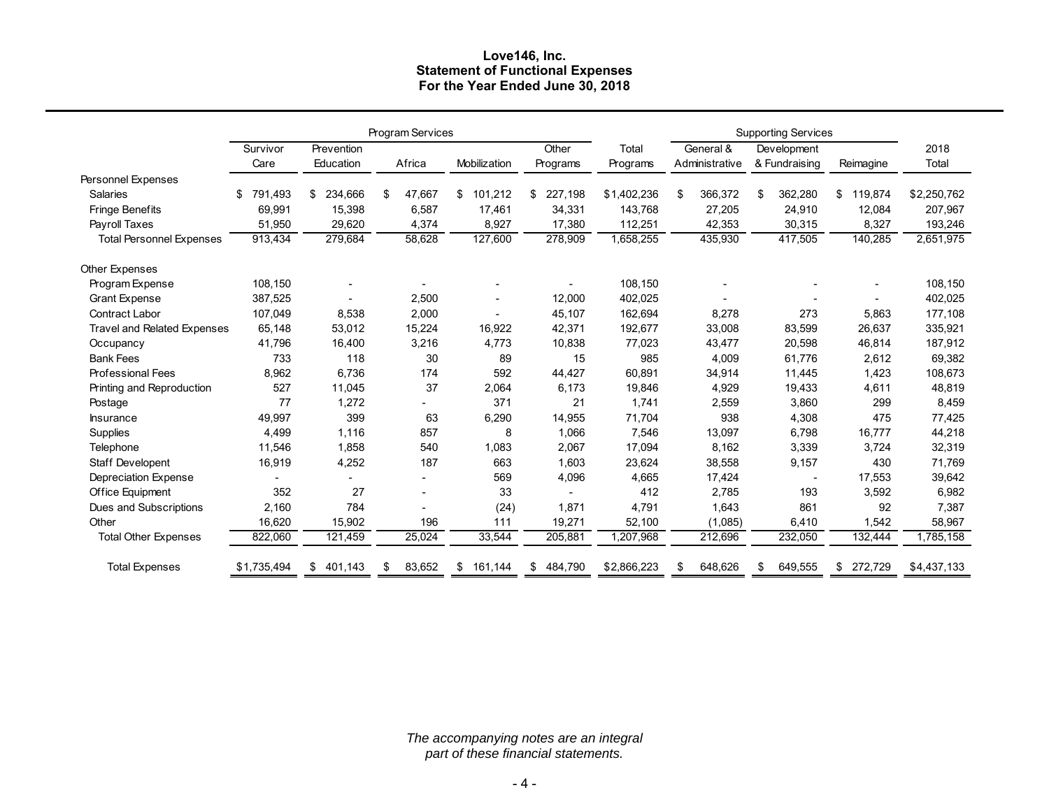**Love146, Inc.**
**Statement of Functional Expenses**
**For the Year Ended June 30, 2018**

| | Program Services | | | | | | Supporting Services | | | |
|---|---|---|---|---|---|---|---|---|---|---|
| | Survivor Care | Prevention Education | Africa | Mobilization | Other Programs | Total Programs | General & Administrative | Development & Fundraising | Reimagine | 2018 Total |
| Personnel Expenses | | | | | | | | | | |
| Salaries | $ 791,493 | $ 234,666 | $ 47,667 | $ 101,212 | $ 227,198 | $1,402,236 | $ 366,372 | $ 362,280 | $ 119,874 | $2,250,762 |
| Fringe Benefits | 69,991 | 15,398 | 6,587 | 17,461 | 34,331 | 143,768 | 27,205 | 24,910 | 12,084 | 207,967 |
| Payroll Taxes | 51,950 | 29,620 | 4,374 | 8,927 | 17,380 | 112,251 | 42,353 | 30,315 | 8,327 | 193,246 |
| Total Personnel Expenses | 913,434 | 279,684 | 58,628 | 127,600 | 278,909 | 1,658,255 | 435,930 | 417,505 | 140,285 | 2,651,975 |
| Other Expenses | | | | | | | | | | |
| Program Expense | 108,150 | - | - | - | - | 108,150 | - | - | - | 108,150 |
| Grant Expense | 387,525 | - | 2,500 | - | 12,000 | 402,025 | - | - | - | 402,025 |
| Contract Labor | 107,049 | 8,538 | 2,000 | - | 45,107 | 162,694 | 8,278 | 273 | 5,863 | 177,108 |
| Travel and Related Expenses | 65,148 | 53,012 | 15,224 | 16,922 | 42,371 | 192,677 | 33,008 | 83,599 | 26,637 | 335,921 |
| Occupancy | 41796 | 16,400 | 3,216 | 4,773 | 10,838 | 77,023 | 43,477 | 20,598 | 46,814 | 187,912 |
| Bank Fees | 733 | 118 | 30 | 89 | 15 | 985 | 4,009 | 61,776 | 2,612 | 69,382 |
| Professional Fees | 8,962 | 6,736 | 174 | 592 | 44,427 | 60,891 | 34,914 | 11,445 | 1,423 | 108,673 |
| Printing and Reproduction | 527 | 11,045 | 37 | 2,064 | 6,173 | 19,846 | 4,929 | 19,433 | 4,611 | 48,819 |
| Postage | 77 | 1,272 | - | 371 | 21 | 1,741 | 2,559 | 3,860 | 299 | 8,459 |
| Insurance | 49,997 | 399 | 63 | 6,290 | 14,955 | 71,704 | 938 | 4,308 | 475 | 77,425 |
| Supplies | 4,499 | 1,116 | 857 | 8 | 1,066 | 7,546 | 13,097 | 6,798 | 16,777 | 44,218 |
| Telephone | 11,546 | 1,858 | 540 | 1,083 | 2,067 | 17,094 | 8,162 | 3,339 | 3,724 | 32,319 |
| Staff Developent | 16,919 | 4,252 | 187 | 663 | 1,603 | 23,624 | 38,558 | 9,157 | 430 | 71,769 |
| Depreciation Expense | - | - | - | 569 | 4,096 | 4,665 | 17,424 | - | 17,553 | 39,642 |
| Office Equipment | 352 | 27 | - | 33 | - | 412 | 2,785 | 193 | 3,592 | 6,982 |
| Dues and Subscriptions | 2,160 | 784 | - | (24) | 1,871 | 4,791 | 1,643 | 861 | 92 | 7,387 |
| Other | 16,620 | 15,902 | 196 | 111 | 19,271 | 52,100 | (1,085) | 6,410 | 1,542 | 58,967 |
| Total Other Expenses | 822,060 | 121,459 | 25,024 | 33,544 | 205,881 | 1,207,968 | 212,696 | 232,050 | 132,444 | 1,785,158 |
| Total Expenses | $1,735,494 | $ 401,143 | $ 83,652 | $ 161,144 | $ 484,790 | $2,866,223 | $ 648,626 | $ 649,555 | $ 272,729 | $4,437,133 |

*The accompanying notes are an integral part of these financial statements.*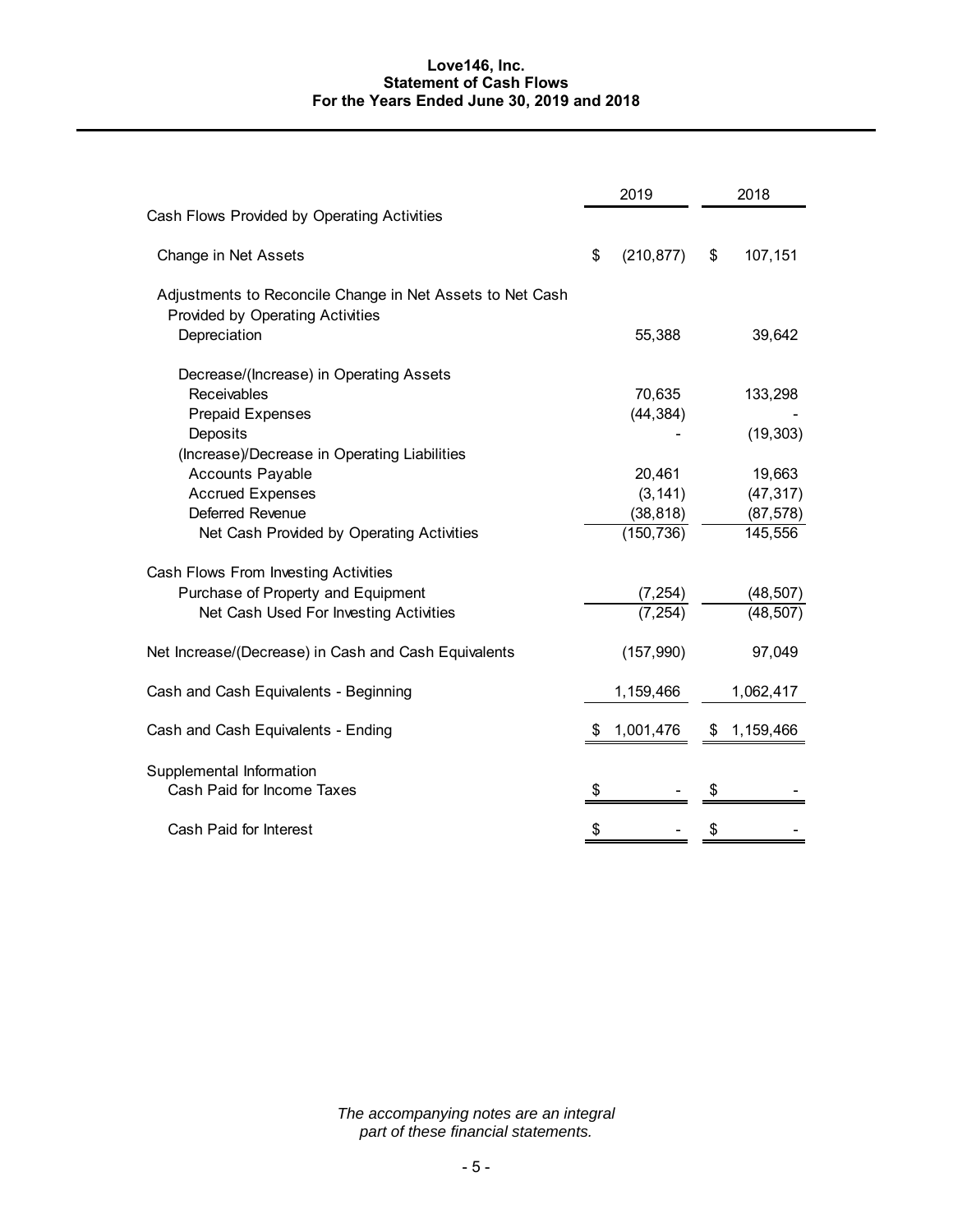# Love146, Inc.
## Statement of Cash Flows
### For the Years Ended June 30, 2019 and 2018

| | 2019 | 2018 |
|---|---|---|
| **Cash Flows Provided by Operating Activities** | | |
| Change in Net Assets | $ (210,877) | $ 107,151 |
| Adjustments to Reconcile Change in Net Assets to Net Cash Provided by Operating Activities | | |
| Depreciation | 55,388 | 39,642 |
| Decrease/(Increase) in Operating Assets | | |
| Receivables | 70,635 | 133,298 |
| Prepaid Expenses | (44,384) | - |
| Deposits | - | (19,303) |
| (Increase)/Decrease in Operating Liabilities | | |
| Accounts Payable | 20,461 | 19,663 |
| Accrued Expenses | (3,141) | (47,317) |
| Deferred Revenue | (38,818) | (87,578) |
| Net Cash Provided by Operating Activities | (150,736) | 145,556 |
| **Cash Flows From Investing Activities** | | |
| Purchase of Property and Equipment | (7,254) | (48,507) |
| Net Cash Used For Investing Activities | (7,254) | (48,507) |
| Net Increase/(Decrease) in Cash and Cash Equivalents | (157,990) | 97,049 |
| Cash and Cash Equivalents - Beginning | 1,159,466 | 1,062,417 |
| Cash and Cash Equivalents - Ending | $ 1,001,476 | $ 1,159,466 |
| **Supplemental Information** | | |
| Cash Paid for Income Taxes | $ - | $ - |
| Cash Paid for Interest | $ - | $ - |

*The accompanying notes are an integral part of these financial statements.*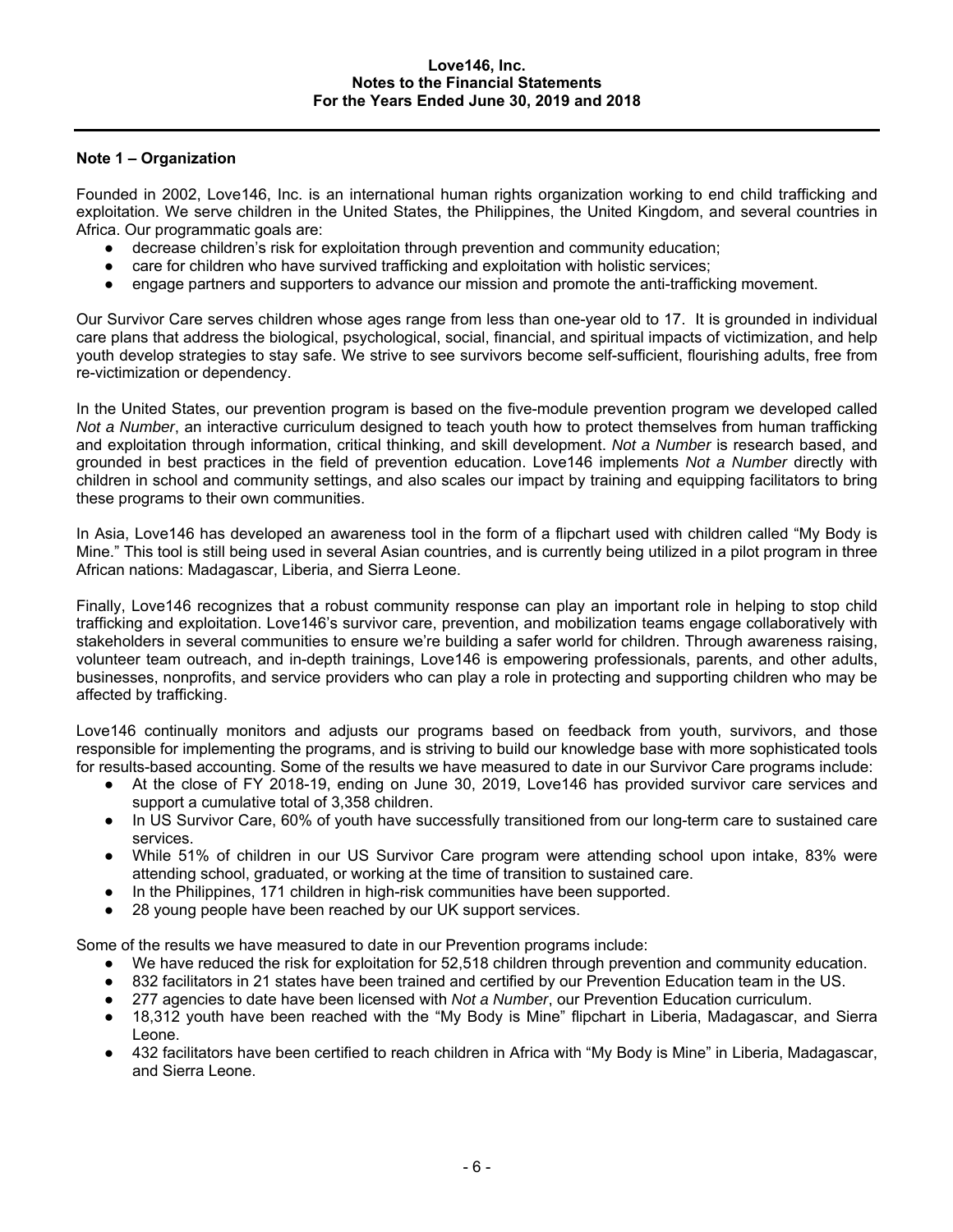## Note 1 – Organization

Founded in 2002, Love146, Inc. is an international human rights organization working to end child trafficking and exploitation. We serve children in the United States, the Philippines, the United Kingdom, and several countries in Africa. Our programmatic goals are:

- decrease children's risk for exploitation through prevention and community education;
- care for children who have survived trafficking and exploitation with holistic services;
- engage partners and supporters to advance our mission and promote the anti-trafficking movement.

Our Survivor Care serves children whose ages range from less than one-year old to 17. It is grounded in individual care plans that address the biological, psychological, social, financial, and spiritual impacts of victimization, and help youth develop strategies to stay safe. We strive to see survivors become self-sufficient, flourishing adults, free from re-victimization or dependency.

In the United States, our prevention program is based on the five-module prevention program we developed called *Not a Number*, an interactive curriculum designed to teach youth how to protect themselves from human trafficking and exploitation through information, critical thinking, and skill development. *Not a Number* is research based, and grounded in best practices in the field of prevention education. Love146 implements *Not a Number* directly with children in school and community settings, and also scales our impact by training and equipping facilitators to bring these programs to their own communities.

In Asia, Love146 has developed an awareness tool in the form of a flipchart used with children called "My Body is Mine." This tool is still being used in several Asian countries, and is currently being utilized in a pilot program in three African nations: Madagascar, Liberia, and Sierra Leone.

Finally, Love146 recognizes that a robust community response can play an important role in helping to stop child trafficking and exploitation. Love146's survivor care, prevention, and mobilization teams engage collaboratively with stakeholders in several communities to ensure we're building a safer world for children. Through awareness raising, volunteer team outreach, and in-depth trainings, Love146 is empowering professionals, parents, and other adults, businesses, nonprofits, and service providers who can play a role in protecting and supporting children who may be affected by trafficking.

Love146 continually monitors and adjusts our programs based on feedback from youth, survivors, and those responsible for implementing the programs, and is striving to build our knowledge base with more sophisticated tools for results-based accounting. Some of the results we have measured to date in our Survivor Care programs include:

- At the close of FY 2018-19, ending on June 30, 2019, Love146 has provided survivor care services and support a cumulative total of 3,358 children.
- In US Survivor Care, 60% of youth have successfully transitioned from our long-term care to sustained care services.
- While 51% of children in our US Survivor Care program were attending school upon intake, 83% were attending school, graduated, or working at the time of transition to sustained care.
- In the Philippines, 171 children in high-risk communities have been supported.
- 28 young people have been reached by our UK support services.

Some of the results we have measured to date in our Prevention programs include:

- We have reduced the risk for exploitation for 52,518 children through prevention and community education.
- 832 facilitators in 21 states have been trained and certified by our Prevention Education team in the US.
- 277 agencies to date have been licensed with *Not a Number*, our Prevention Education curriculum.
- 18,312 youth have been reached with the "My Body is Mine" flipchart in Liberia, Madagascar, and Sierra Leone.
- 432 facilitators have been certified to reach children in Africa with "My Body is Mine" in Liberia, Madagascar, and Sierra Leone.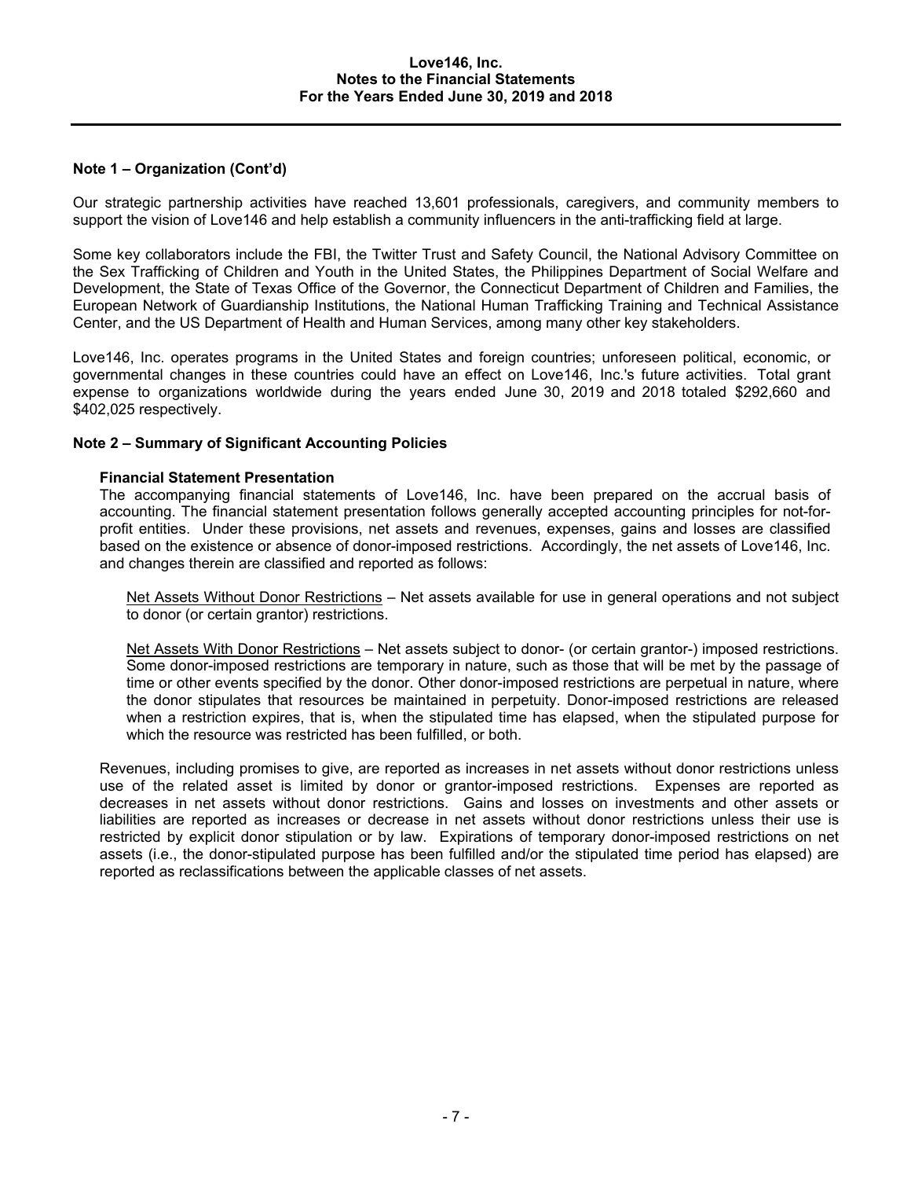## Note 1 – Organization (Cont'd)

Our strategic partnership activities have reached 13,601 professionals, caregivers, and community members to support the vision of Love146 and help establish a community influencers in the anti-trafficking field at large.

Some key collaborators include the FBI, the Twitter Trust and Safety Council, the National Advisory Committee on the Sex Trafficking of Children and Youth in the United States, the Philippines Department of Social Welfare and Development, the State of Texas Office of the Governor, the Connecticut Department of Children and Families, the European Network of Guardianship Institutions, the National Human Trafficking Training and Technical Assistance Center, and the US Department of Health and Human Services, among many other key stakeholders.

Love146, Inc. operates programs in the United States and foreign countries; unforeseen political, economic, or governmental changes in these countries could have an effect on Love146, Inc.'s future activities. Total grant expense to organizations worldwide during the years ended June 30, 2019 and 2018 totaled $292,660 and $402,025 respectively.

## Note 2 – Summary of Significant Accounting Policies

### Financial Statement Presentation

The accompanying financial statements of Love146, Inc. have been prepared on the accrual basis of accounting. The financial statement presentation follows generally accepted accounting principles for not-for-profit entities. Under these provisions, net assets and revenues, expenses, gains and losses are classified based on the existence or absence of donor-imposed restrictions. Accordingly, the net assets of Love146, Inc. and changes therein are classified and reported as follows:

Net Assets Without Donor Restrictions – Net assets available for use in general operations and not subject to donor (or certain grantor) restrictions.

Net Assets With Donor Restrictions – Net assets subject to donor- (or certain grantor-) imposed restrictions. Some donor-imposed restrictions are temporary in nature, such as those that will be met by the passage of time or other events specified by the donor. Other donor-imposed restrictions are perpetual in nature, where the donor stipulates that resources be maintained in perpetuity. Donor-imposed restrictions are released when a restriction expires, that is, when the stipulated time has elapsed, when the stipulated purpose for which the resource was restricted has been fulfilled, or both.

Revenues, including promises to give, are reported as increases in net assets without donor restrictions unless use of the related asset is limited by donor or grantor-imposed restrictions. Expenses are reported as decreases in net assets without donor restrictions. Gains and losses on investments and other assets or liabilities are reported as increases or decrease in net assets without donor restrictions unless their use is restricted by explicit donor stipulation or by law. Expirations of temporary donor-imposed restrictions on net assets (i.e., the donor-stipulated purpose has been fulfilled and/or the stipulated time period has elapsed) are reported as reclassifications between the applicable classes of net assets.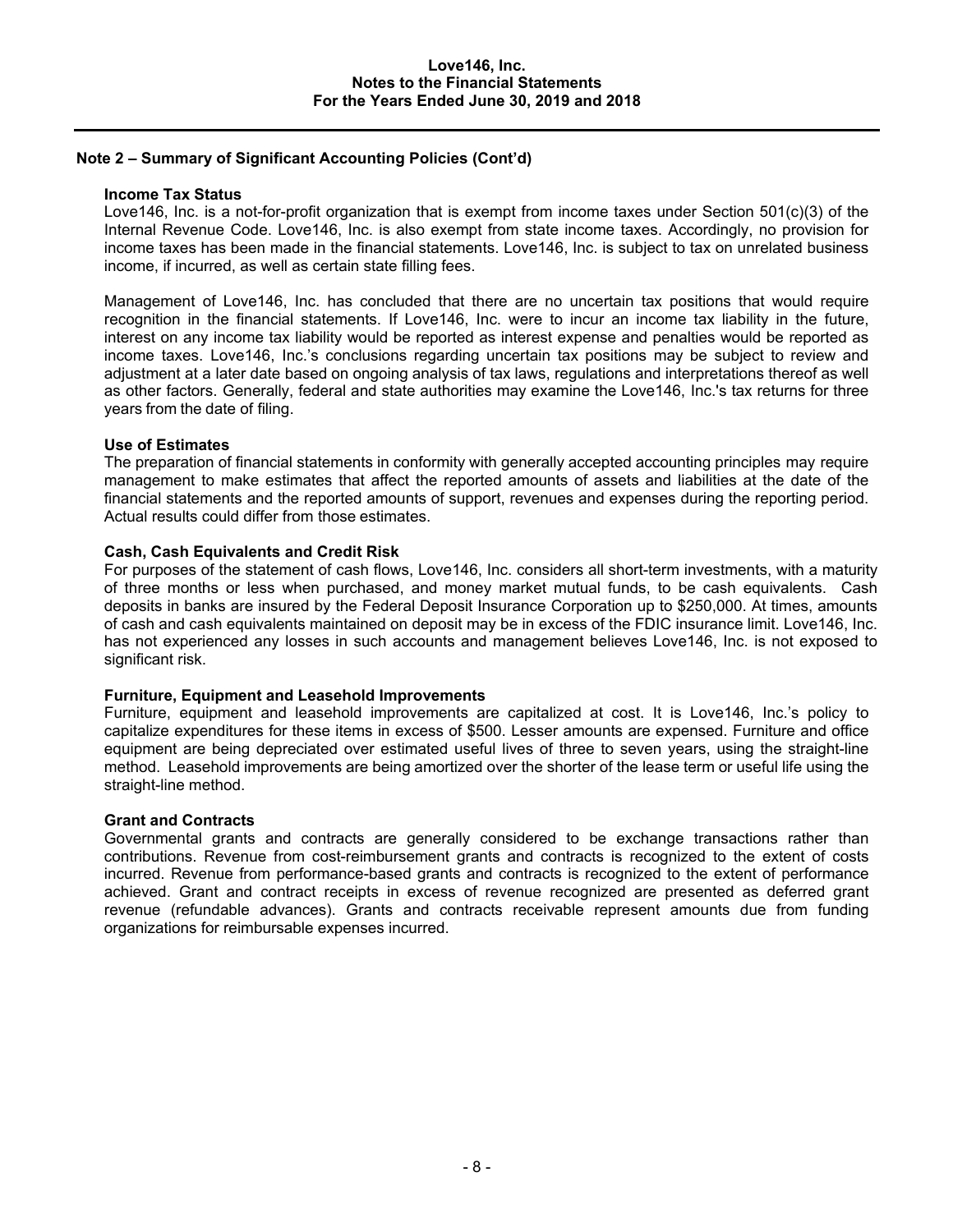## Note 2 – Summary of Significant Accounting Policies (Cont'd)

### Income Tax Status

Love146, Inc. is a not-for-profit organization that is exempt from income taxes under Section 501(c)(3) of the Internal Revenue Code. Love146, Inc. is also exempt from state income taxes. Accordingly, no provision for income taxes has been made in the financial statements. Love146, Inc. is subject to tax on unrelated business income, if incurred, as well as certain state filling fees.

Management of Love146, Inc. has concluded that there are no uncertain tax positions that would require recognition in the financial statements. If Love146, Inc. were to incur an income tax liability in the future, interest on any income tax liability would be reported as interest expense and penalties would be reported as income taxes. Love146, Inc.'s conclusions regarding uncertain tax positions may be subject to review and adjustment at a later date based on ongoing analysis of tax laws, regulations and interpretations thereof as well as other factors. Generally, federal and state authorities may examine the Love146, Inc.'s tax returns for three years from the date of filing.

### Use of Estimates

The preparation of financial statements in conformity with generally accepted accounting principles may require management to make estimates that affect the reported amounts of assets and liabilities at the date of the financial statements and the reported amounts of support, revenues and expenses during the reporting period. Actual results could differ from those estimates.

### Cash, Cash Equivalents and Credit Risk

For purposes of the statement of cash flows, Love146, Inc. considers all short-term investments, with a maturity of three months or less when purchased, and money market mutual funds, to be cash equivalents. Cash deposits in banks are insured by the Federal Deposit Insurance Corporation up to $250,000. At times, amounts of cash and cash equivalents maintained on deposit may be in excess of the FDIC insurance limit. Love146, Inc. has not experienced any losses in such accounts and management believes Love146, Inc. is not exposed to significant risk.

### Furniture, Equipment and Leasehold Improvements

Furniture, equipment and leasehold improvements are capitalized at cost. It is Love146, Inc.'s policy to capitalize expenditures for these items in excess of $500. Lesser amounts are expensed. Furniture and office equipment are being depreciated over estimated useful lives of three to seven years, using the straight-line method. Leasehold improvements are being amortized over the shorter of the lease term or useful life using the straight-line method.

### Grant and Contracts

Governmental grants and contracts are generally considered to be exchange transactions rather than contributions. Revenue from cost-reimbursement grants and contracts is recognized to the extent of costs incurred. Revenue from performance-based grants and contracts is recognized to the extent of performance achieved. Grant and contract receipts in excess of revenue recognized are presented as deferred grant revenue (refundable advances). Grants and contracts receivable represent amounts due from funding organizations for reimbursable expenses incurred.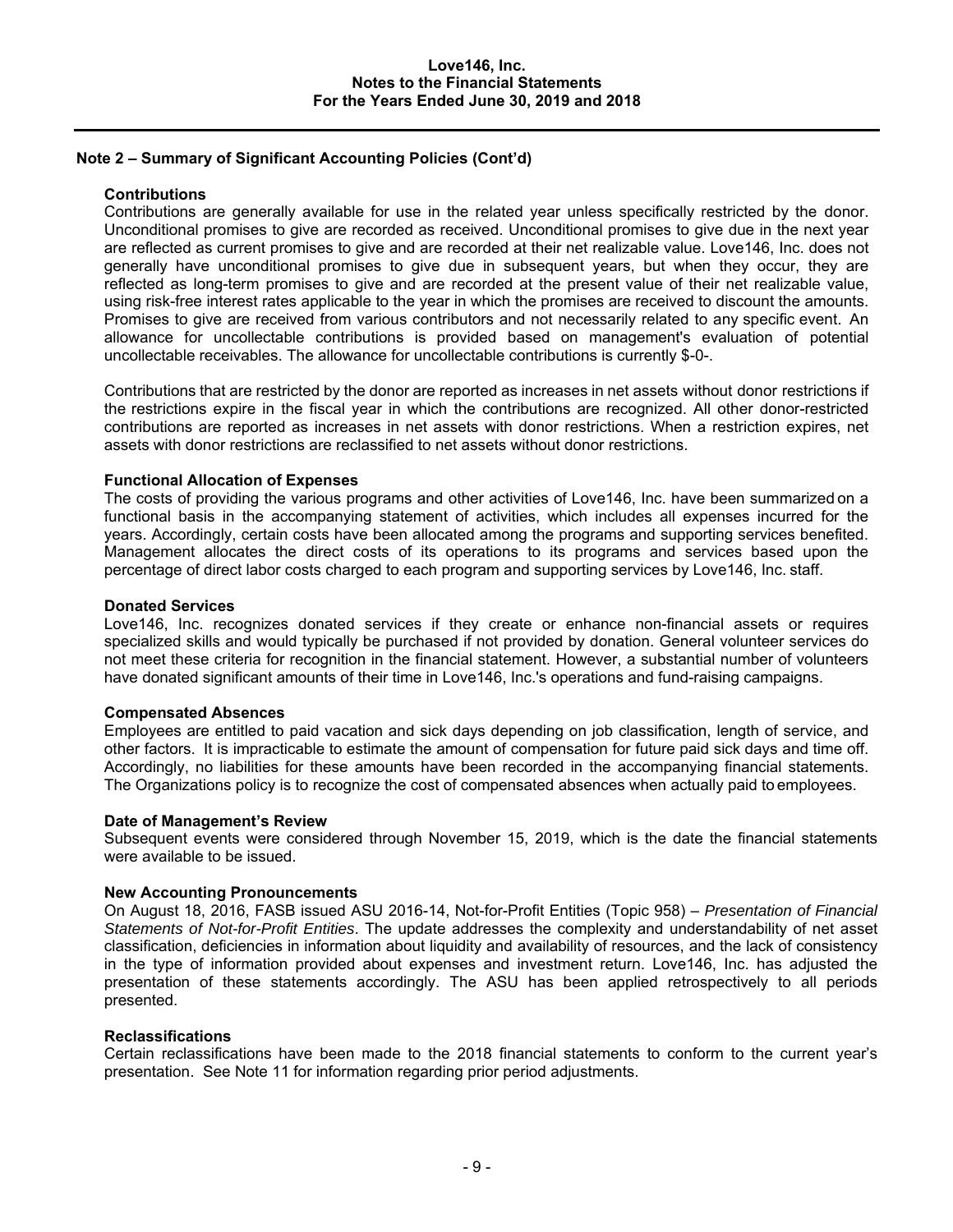## Note 2 – Summary of Significant Accounting Policies (Cont'd)

### Contributions

Contributions are generally available for use in the related year unless specifically restricted by the donor. Unconditional promises to give are recorded as received. Unconditional promises to give due in the next year are reflected as current promises to give and are recorded at their net realizable value. Love146, Inc. does not generally have unconditional promises to give due in subsequent years, but when they occur, they are reflected as long-term promises to give and are recorded at the present value of their net realizable value, using risk-free interest rates applicable to the year in which the promises are received to discount the amounts. Promises to give are received from various contributors and not necessarily related to any specific event. An allowance for uncollectable contributions is provided based on management's evaluation of potential uncollectable receivables. The allowance for uncollectable contributions is currently $-0-.

Contributions that are restricted by the donor are reported as increases in net assets without donor restrictions if the restrictions expire in the fiscal year in which the contributions are recognized. All other donor-restricted contributions are reported as increases in net assets with donor restrictions. When a restriction expires, net assets with donor restrictions are reclassified to net assets without donor restrictions.

### Functional Allocation of Expenses

The costs of providing the various programs and other activities of Love146, Inc. have been summarized on a functional basis in the accompanying statement of activities, which includes all expenses incurred for the years. Accordingly, certain costs have been allocated among the programs and supporting services benefited. Management allocates the direct costs of its operations to its programs and services based upon the percentage of direct labor costs charged to each program and supporting services by Love146, Inc. staff.

### Donated Services

Love146, Inc. recognizes donated services if they create or enhance non-financial assets or requires specialized skills and would typically be purchased if not provided by donation. General volunteer services do not meet these criteria for recognition in the financial statement. However, a substantial number of volunteers have donated significant amounts of their time in Love146, Inc.'s operations and fund-raising campaigns.

### Compensated Absences

Employees are entitled to paid vacation and sick days depending on job classification, length of service, and other factors. It is impracticable to estimate the amount of compensation for future paid sick days and time off. Accordingly, no liabilities for these amounts have been recorded in the accompanying financial statements. The Organizations policy is to recognize the cost of compensated absences when actually paid to employees.

### Date of Management's Review

Subsequent events were considered through November 15, 2019, which is the date the financial statements were available to be issued.

### New Accounting Pronouncements

On August 18, 2016, FASB issued ASU 2016-14, Not-for-Profit Entities (Topic 958) – *Presentation of Financial Statements of Not-for-Profit Entities*. The update addresses the complexity and understandability of net asset classification, deficiencies in information about liquidity and availability of resources, and the lack of consistency in the type of information provided about expenses and investment return. Love146, Inc. has adjusted the presentation of these statements accordingly. The ASU has been applied retrospectively to all periods presented.

### Reclassifications

Certain reclassifications have been made to the 2018 financial statements to conform to the current year's presentation. See Note 11 for information regarding prior period adjustments.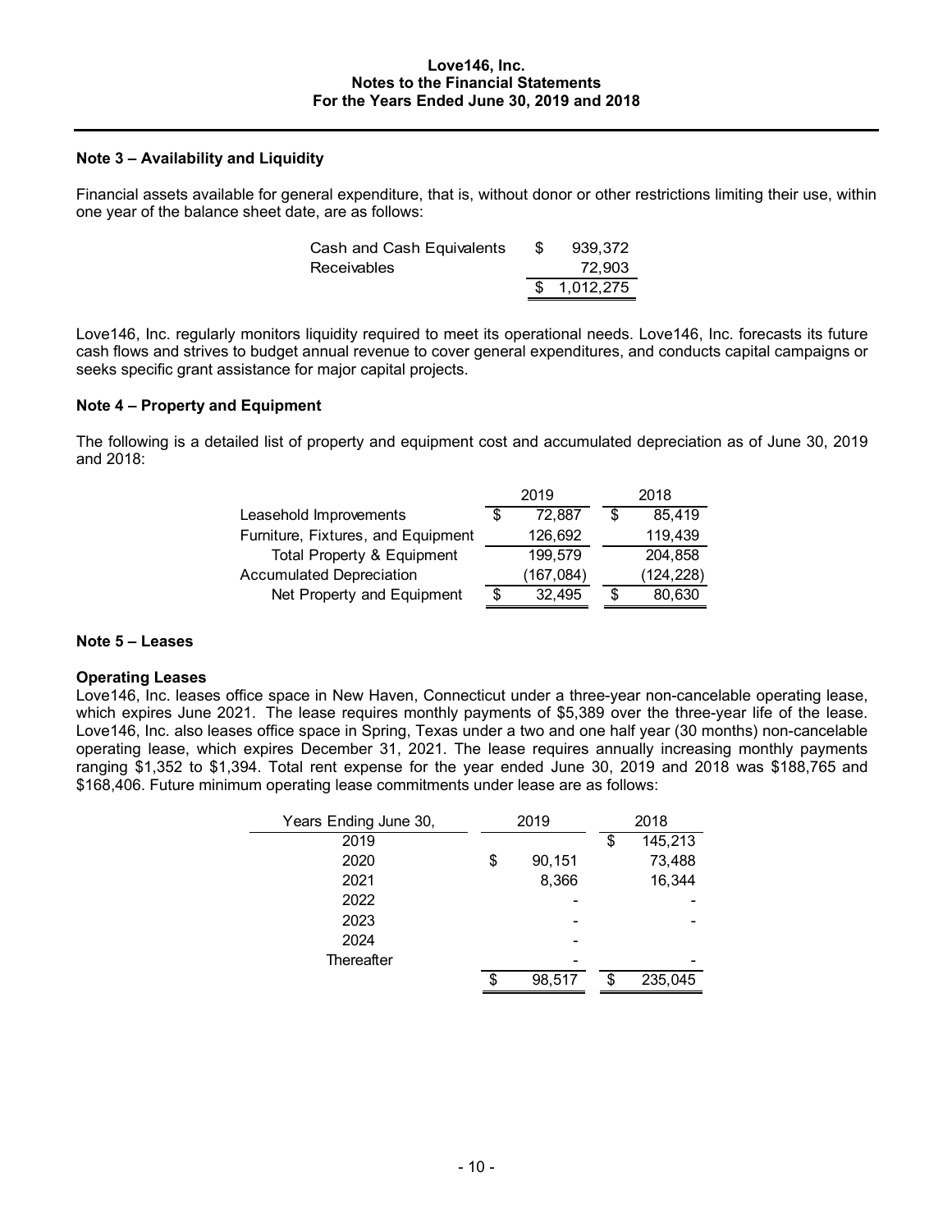## Note 3 – Availability and Liquidity

Financial assets available for general expenditure, that is, without donor or other restrictions limiting their use, within one year of the balance sheet date, are as follows:

| | |
|---|---|
| Cash and Cash Equivalents | $ 939,372 |
| Receivables | 72,903 |
| | $ 1,012,275 |

Love146, Inc. regularly monitors liquidity required to meet its operational needs. Love146, Inc. forecasts its future cash flows and strives to budget annual revenue to cover general expenditures, and conducts capital campaigns or seeks specific grant assistance for major capital projects.

## Note 4 – Property and Equipment

The following is a detailed list of property and equipment cost and accumulated depreciation as of June 30, 2019 and 2018:

| | 2019 | 2018 |
|---|---|---|
| Leasehold Improvements | $ 72,887 | $ 85,419 |
| Furniture, Fixtures, and Equipment | 126,692 | 119,439 |
| Total Property & Equipment | 199,579 | 204,858 |
| Accumulated Depreciation | (167,084) | (124,228) |
| Net Property and Equipment | $ 32,495 | $ 80,630 |

## Note 5 – Leases

### Operating Leases

Love146, Inc. leases office space in New Haven, Connecticut under a three-year non-cancelable operating lease, which expires June 2021. The lease requires monthly payments of $5,389 over the three-year life of the lease. Love146, Inc. also leases office space in Spring, Texas under a two and one half year (30 months) non-cancelable operating lease, which expires December 31, 2021. The lease requires annually increasing monthly payments ranging $1,352 to $1,394. Total rent expense for the year ended June 30, 2019 and 2018 was $188,765 and $168,406. Future minimum operating lease commitments under lease are as follows:

| Years Ending June 30, | 2019 | 2018 |
|---|---|---|
| 2019 | | $ 145,213 |
| 2020 | $ 90,151 | 73,488 |
| 2021 | 8,366 | 16,344 |
| 2022 | - | - |
| 2023 | - | - |
| 2024 | - | |
| Thereafter | - | - |
| | $ 98,517 | $ 235,045 |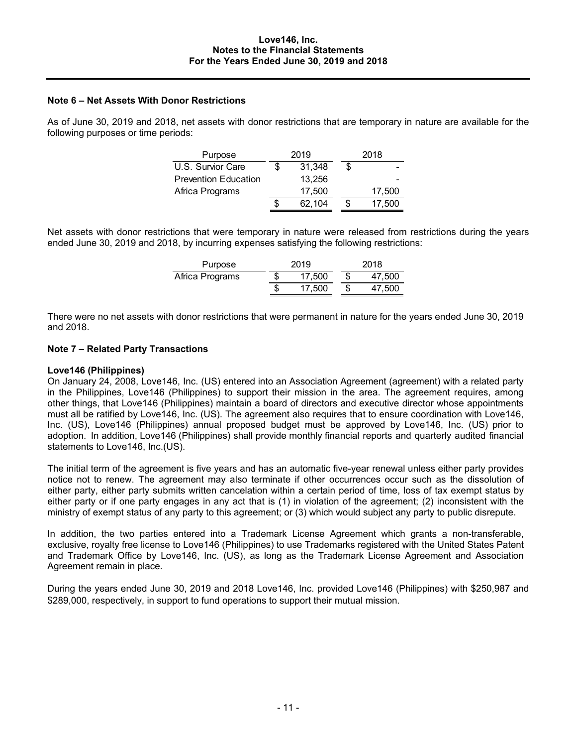## Note 6 – Net Assets With Donor Restrictions

As of June 30, 2019 and 2018, net assets with donor restrictions that are temporary in nature are available for the following purposes or time periods:

| Purpose | 2019 | 2018 |
|---|---|---|
| U.S. Survior Care | $ 31,348 | $ - |
| Prevention Education | 13,256 | - |
| Africa Programs | 17,500 | 17,500 |
| | $ 62,104 | $ 17,500 |

Net assets with donor restrictions that were temporary in nature were released from restrictions during the years ended June 30, 2019 and 2018, by incurring expenses satisfying the following restrictions:

| Purpose | 2019 | 2018 |
|---|---|---|
| Africa Programs | $ 17,500 | $ 47,500 |
| | $ 17,500 | $ 47,500 |

There were no net assets with donor restrictions that were permanent in nature for the years ended June 30, 2019 and 2018.

## Note 7 – Related Party Transactions

### Love146 (Philippines)

On January 24, 2008, Love146, Inc. (US) entered into an Association Agreement (agreement) with a related party in the Philippines, Love146 (Philippines) to support their mission in the area. The agreement requires, among other things, that Love146 (Philippines) maintain a board of directors and executive director whose appointments must all be ratified by Love146, Inc. (US). The agreement also requires that to ensure coordination with Love146, Inc. (US), Love146 (Philippines) annual proposed budget must be approved by Love146, Inc. (US) prior to adoption. In addition, Love146 (Philippines) shall provide monthly financial reports and quarterly audited financial statements to Love146, Inc.(US).

The initial term of the agreement is five years and has an automatic five-year renewal unless either party provides notice not to renew. The agreement may also terminate if other occurrences occur such as the dissolution of either party, either party submits written cancelation within a certain period of time, loss of tax exempt status by either party or if one party engages in any act that is (1) in violation of the agreement; (2) inconsistent with the ministry of exempt status of any party to this agreement; or (3) which would subject any party to public disrepute.

In addition, the two parties entered into a Trademark License Agreement which grants a non-transferable, exclusive, royalty free license to Love146 (Philippines) to use Trademarks registered with the United States Patent and Trademark Office by Love146, Inc. (US), as long as the Trademark License Agreement and Association Agreement remain in place.

During the years ended June 30, 2019 and 2018 Love146, Inc. provided Love146 (Philippines) with $250,987 and $289,000, respectively, in support to fund operations to support their mutual mission.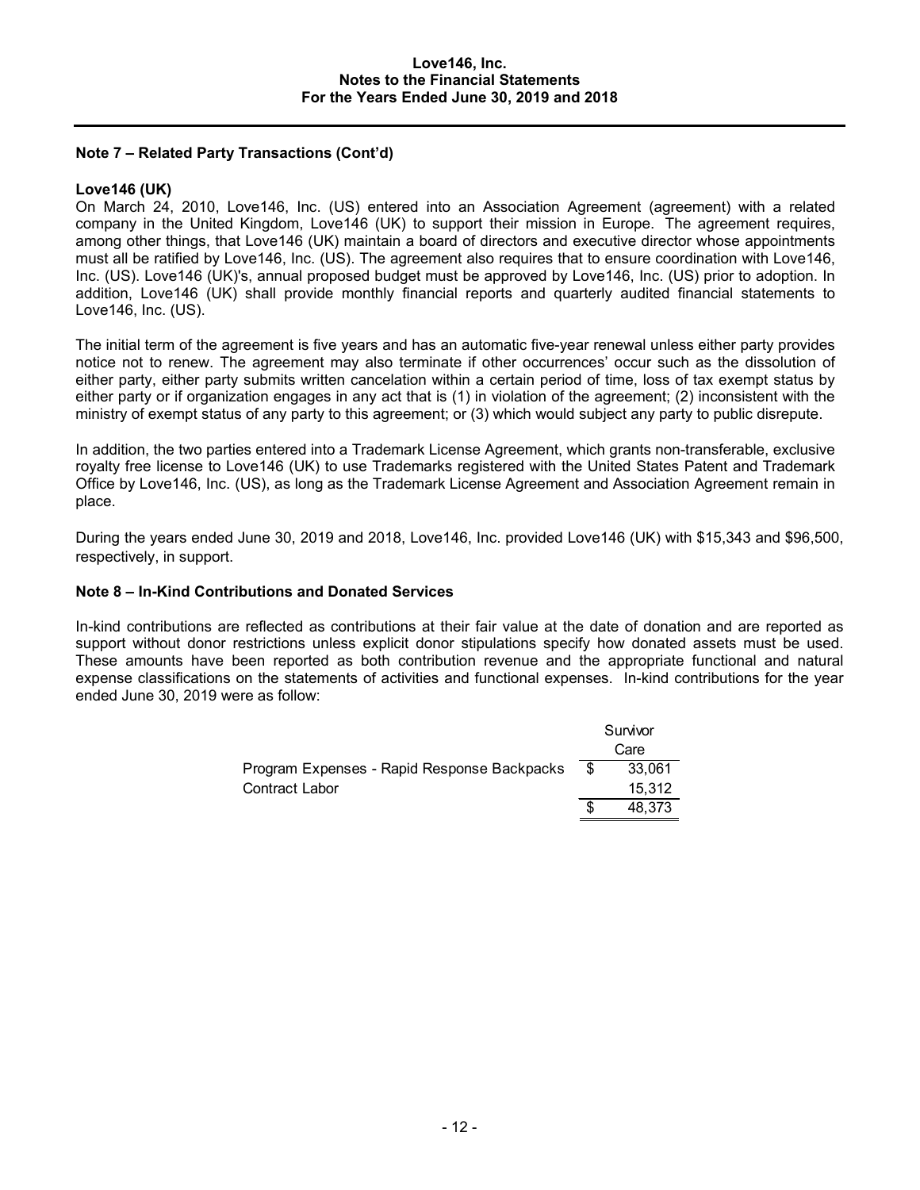## Note 7 – Related Party Transactions (Cont'd)

### Love146 (UK)

On March 24, 2010, Love146, Inc. (US) entered into an Association Agreement (agreement) with a related company in the United Kingdom, Love146 (UK) to support their mission in Europe. The agreement requires, among other things, that Love146 (UK) maintain a board of directors and executive director whose appointments must all be ratified by Love146, Inc. (US). The agreement also requires that to ensure coordination with Love146, Inc. (US). Love146 (UK)'s, annual proposed budget must be approved by Love146, Inc. (US) prior to adoption. In addition, Love146 (UK) shall provide monthly financial reports and quarterly audited financial statements to Love146, Inc. (US).

The initial term of the agreement is five years and has an automatic five-year renewal unless either party provides notice not to renew. The agreement may also terminate if other occurrences' occur such as the dissolution of either party, either party submits written cancelation within a certain period of time, loss of tax exempt status by either party or if organization engages in any act that is (1) in violation of the agreement; (2) inconsistent with the ministry of exempt status of any party to this agreement; or (3) which would subject any party to public disrepute.

In addition, the two parties entered into a Trademark License Agreement, which grants non-transferable, exclusive royalty free license to Love146 (UK) to use Trademarks registered with the United States Patent and Trademark Office by Love146, Inc. (US), as long as the Trademark License Agreement and Association Agreement remain in place.

During the years ended June 30, 2019 and 2018, Love146, Inc. provided Love146 (UK) with $15,343 and $96,500, respectively, in support.

## Note 8 – In-Kind Contributions and Donated Services

In-kind contributions are reflected as contributions at their fair value at the date of donation and are reported as support without donor restrictions unless explicit donor stipulations specify how donated assets must be used. These amounts have been reported as both contribution revenue and the appropriate functional and natural expense classifications on the statements of activities and functional expenses. In-kind contributions for the year ended June 30, 2019 were as follow:

| | Survivor Care |
|---|---|
| Program Expenses - Rapid Response Backpacks | $ 33,061 |
| Contract Labor | 15,312 |
| | $ 48,373 |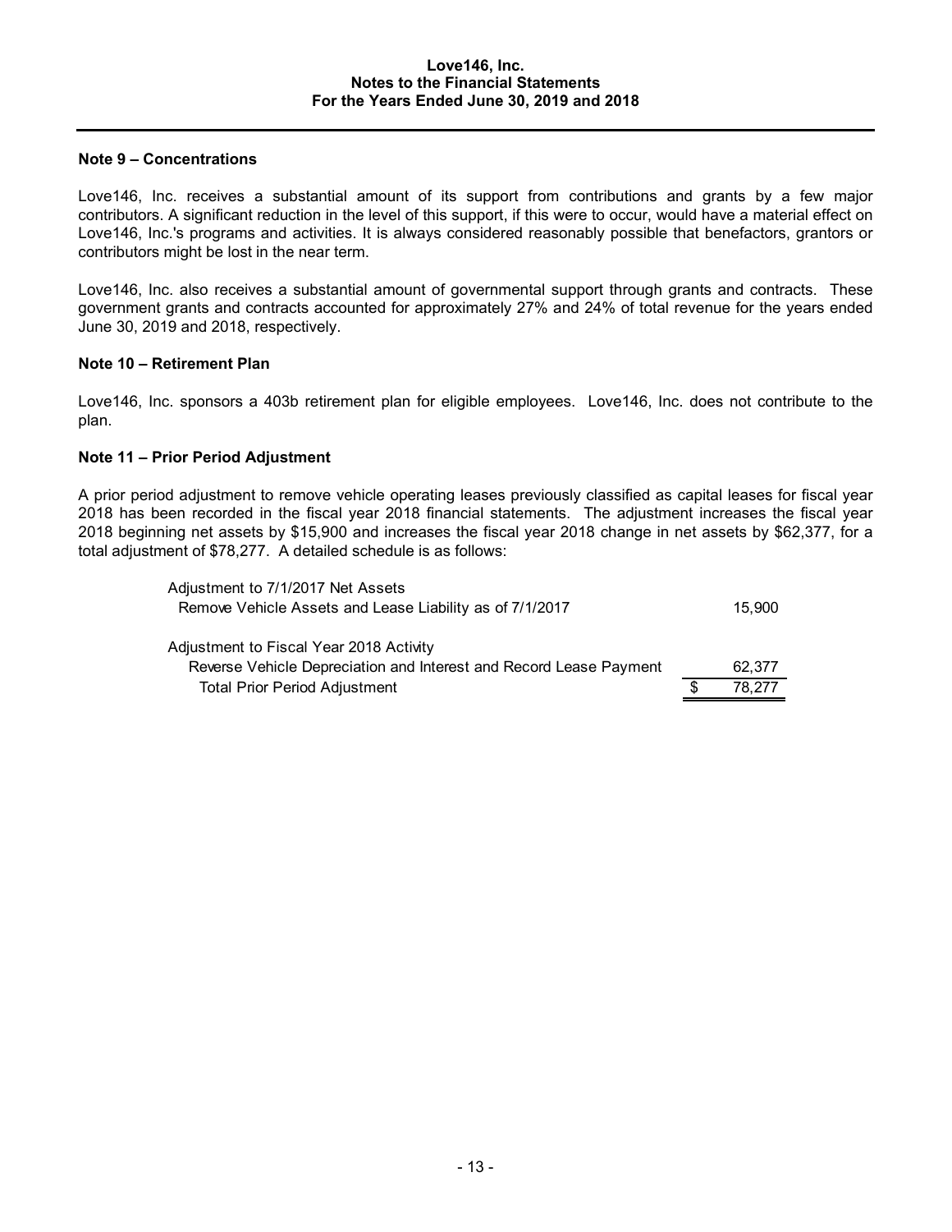## Note 9 – Concentrations

Love146, Inc. receives a substantial amount of its support from contributions and grants by a few major contributors. A significant reduction in the level of this support, if this were to occur, would have a material effect on Love146, Inc.'s programs and activities. It is always considered reasonably possible that benefactors, grantors or contributors might be lost in the near term.

Love146, Inc. also receives a substantial amount of governmental support through grants and contracts. These government grants and contracts accounted for approximately 27% and 24% of total revenue for the years ended June 30, 2019 and 2018, respectively.

## Note 10 – Retirement Plan

Love146, Inc. sponsors a 403b retirement plan for eligible employees. Love146, Inc. does not contribute to the plan.

## Note 11 – Prior Period Adjustment

A prior period adjustment to remove vehicle operating leases previously classified as capital leases for fiscal year 2018 has been recorded in the fiscal year 2018 financial statements. The adjustment increases the fiscal year 2018 beginning net assets by $15,900 and increases the fiscal year 2018 change in net assets by $62,377, for a total adjustment of $78,277. A detailed schedule is as follows:

| | |
|---|---|
| Adjustment to 7/1/2017 Net Assets | |
| Remove Vehicle Assets and Lease Liability as of 7/1/2017 | 15,900 |
| | |
| Adjustment to Fiscal Year 2018 Activity | |
| Reverse Vehicle Depreciation and Interest and Record Lease Payment | 62,377 |
| Total Prior Period Adjustment | $ 78,277 |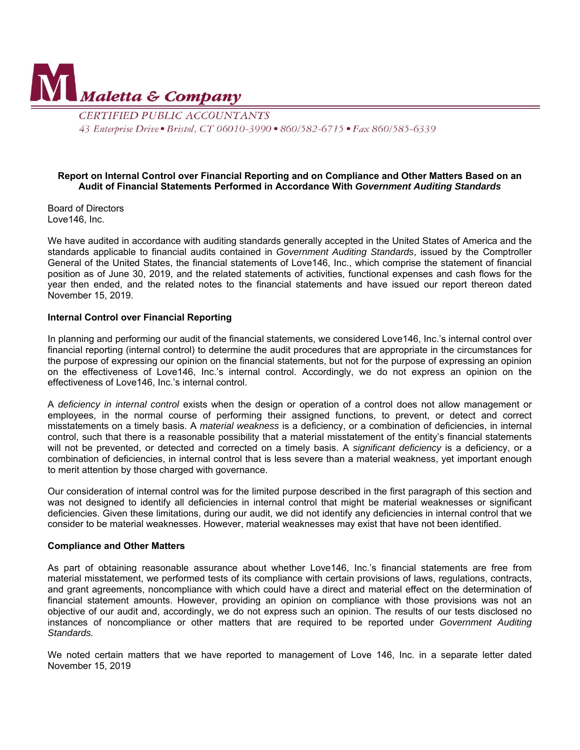**Maletta & Company**

CERTIFIED PUBLIC ACCOUNTANTS

43 Enterprise Drive • Bristol, CT 06010-3990 • 860/582-6715 • Fax 860/585-6339

## Report on Internal Control over Financial Reporting and on Compliance and Other Matters Based on an Audit of Financial Statements Performed in Accordance With *Government Auditing Standards*

Board of Directors
Love146, Inc.

We have audited in accordance with auditing standards generally accepted in the United States of America and the standards applicable to financial audits contained in *Government Auditing Standards*, issued by the Comptroller General of the United States, the financial statements of Love146, Inc., which comprise the statement of financial position as of June 30, 2019, and the related statements of activities, functional expenses and cash flows for the year then ended, and the related notes to the financial statements and have issued our report thereon dated November 15, 2019.

### Internal Control over Financial Reporting

In planning and performing our audit of the financial statements, we considered Love146, Inc.'s internal control over financial reporting (internal control) to determine the audit procedures that are appropriate in the circumstances for the purpose of expressing our opinion on the financial statements, but not for the purpose of expressing an opinion on the effectiveness of Love146, Inc.'s internal control. Accordingly, we do not express an opinion on the effectiveness of Love146, Inc.'s internal control.

A *deficiency in internal control* exists when the design or operation of a control does not allow management or employees, in the normal course of performing their assigned functions, to prevent, or detect and correct misstatements on a timely basis. A *material weakness* is a deficiency, or a combination of deficiencies, in internal control, such that there is a reasonable possibility that a material misstatement of the entity's financial statements will not be prevented, or detected and corrected on a timely basis. A *significant deficiency* is a deficiency, or a combination of deficiencies, in internal control that is less severe than a material weakness, yet important enough to merit attention by those charged with governance.

Our consideration of internal control was for the limited purpose described in the first paragraph of this section and was not designed to identify all deficiencies in internal control that might be material weaknesses or significant deficiencies. Given these limitations, during our audit, we did not identify any deficiencies in internal control that we consider to be material weaknesses. However, material weaknesses may exist that have not been identified.

### Compliance and Other Matters

As part of obtaining reasonable assurance about whether Love146, Inc.'s financial statements are free from material misstatement, we performed tests of its compliance with certain provisions of laws, regulations, contracts, and grant agreements, noncompliance with which could have a direct and material effect on the determination of financial statement amounts. However, providing an opinion on compliance with those provisions was not an objective of our audit and, accordingly, we do not express such an opinion. The results of our tests disclosed no instances of noncompliance or other matters that are required to be reported under *Government Auditing Standards.*

We noted certain matters that we have reported to management of Love 146, Inc. in a separate letter dated November 15, 2019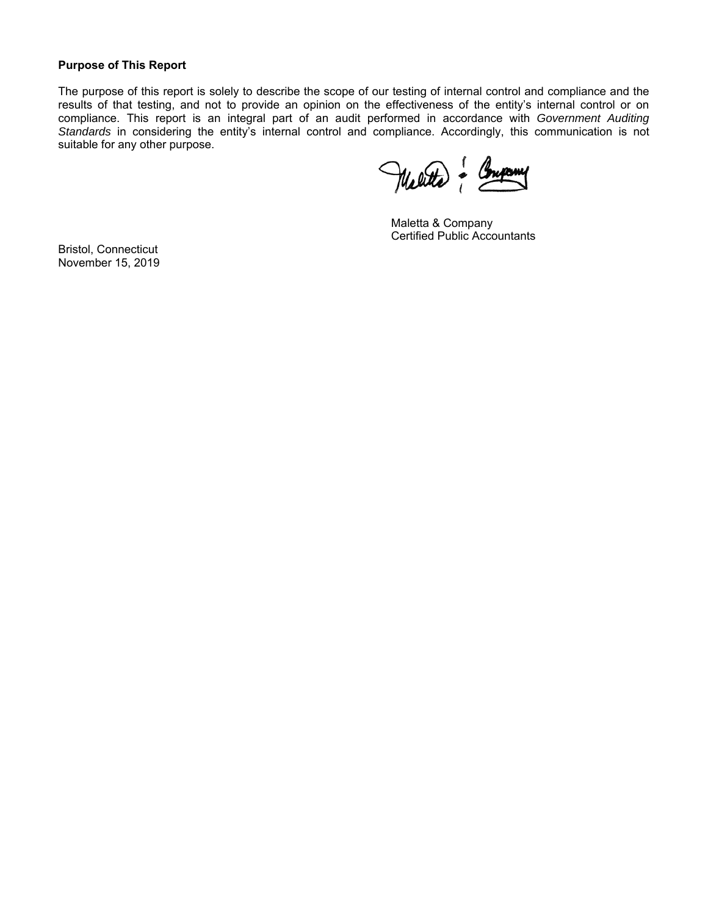**Purpose of This Report**

The purpose of this report is solely to describe the scope of our testing of internal control and compliance and the results of that testing, and not to provide an opinion on the effectiveness of the entity's internal control or on compliance. This report is an integral part of an audit performed in accordance with *Government Auditing Standards* in considering the entity's internal control and compliance. Accordingly, this communication is not suitable for any other purpose.

Maletta & Company
Certified Public Accountants

Bristol, Connecticut
November 15, 2019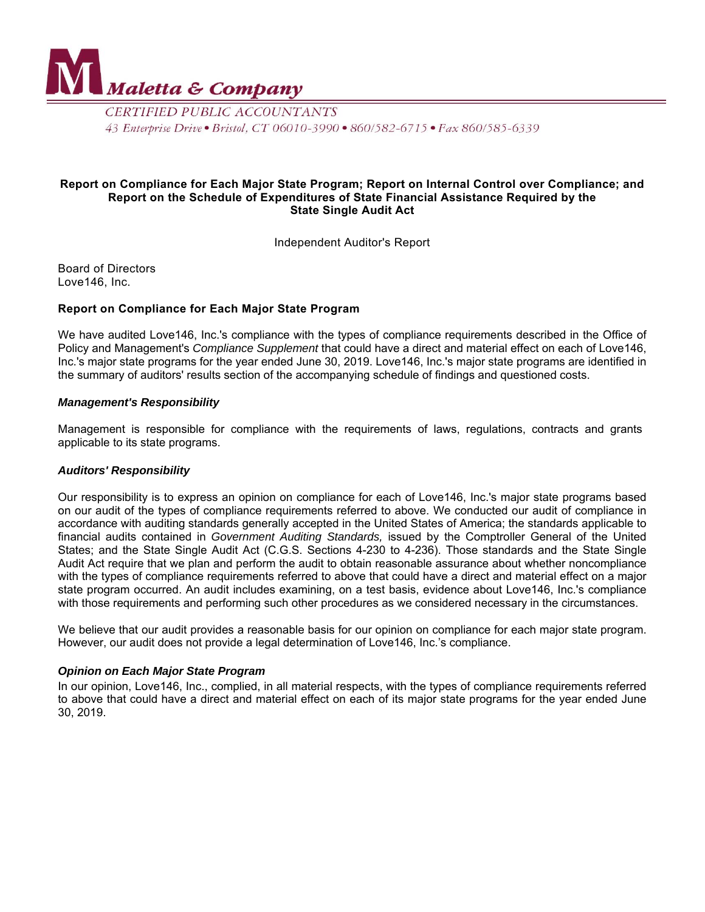Maleta & Company

CERTIFIED PUBLIC ACCOUNTANTS

43 Enterprise Drive • Bristol, CT 06010-3990 • 860/582-6715 • Fax 860/585-6339

# Report on Compliance for Each Major State Program; Report on Internal Control over Compliance; and Report on the Schedule of Expenditures of State Financial Assistance Required by the State Single Audit Act

Independent Auditor's Report

Board of Directors
Love146, Inc.

## Report on Compliance for Each Major State Program

We have audited Love146, Inc.'s compliance with the types of compliance requirements described in the Office of Policy and Management's *Compliance Supplement* that could have a direct and material effect on each of Love146, Inc.'s major state programs for the year ended June 30, 2019. Love146, Inc.'s major state programs are identified in the summary of auditors' results section of the accompanying schedule of findings and questioned costs.

### *Management's Responsibility*

Management is responsible for compliance with the requirements of laws, regulations, contracts and grants applicable to its state programs.

### *Auditors' Responsibility*

Our responsibility is to express an opinion on compliance for each of Love146, Inc.'s major state programs based on our audit of the types of compliance requirements referred to above. We conducted our audit of compliance in accordance with auditing standards generally accepted in the United States of America; the standards applicable to financial audits contained in *Government Auditing Standards,* issued by the Comptroller General of the United States; and the State Single Audit Act (C.G.S. Sections 4-230 to 4-236). Those standards and the State Single Audit Act require that we plan and perform the audit to obtain reasonable assurance about whether noncompliance with the types of compliance requirements referred to above that could have a direct and material effect on a major state program occurred. An audit includes examining, on a test basis, evidence about Love146, Inc.'s compliance with those requirements and performing such other procedures as we considered necessary in the circumstances.

We believe that our audit provides a reasonable basis for our opinion on compliance for each major state program. However, our audit does not provide a legal determination of Love146, Inc.'s compliance.

### *Opinion on Each Major State Program*

In our opinion, Love146, Inc., complied, in all material respects, with the types of compliance requirements referred to above that could have a direct and material effect on each of its major state programs for the year ended June 30, 2019.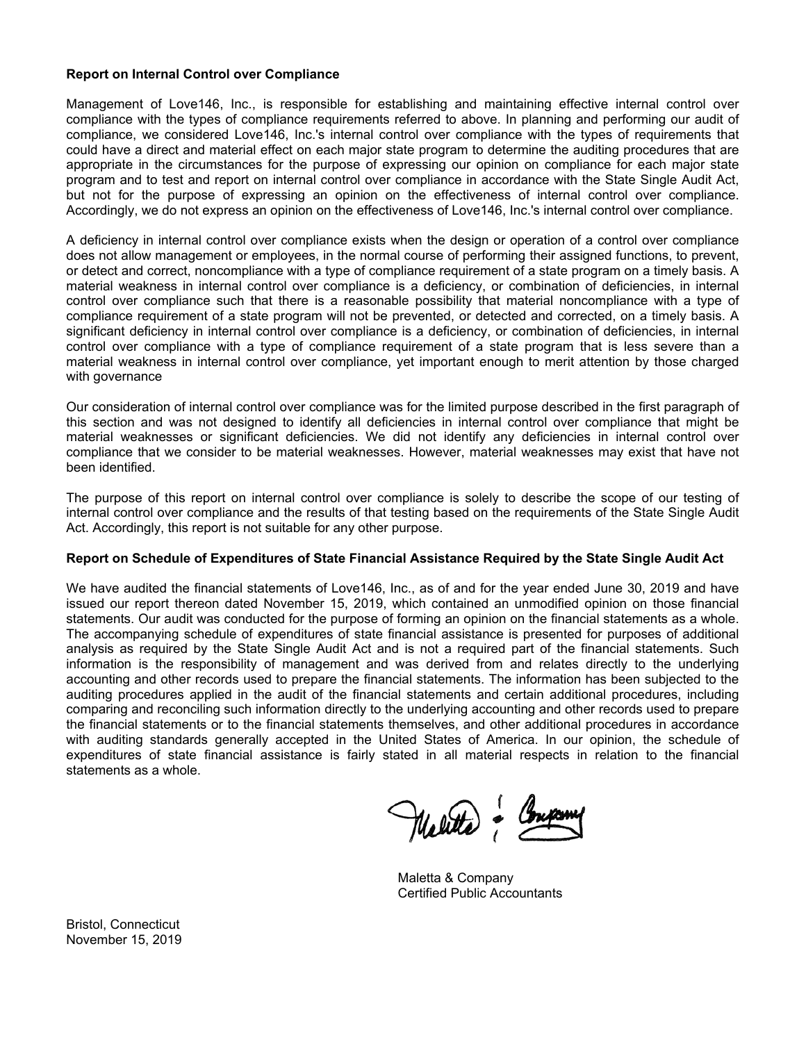### Report on Internal Control over Compliance

Management of Love146, Inc., is responsible for establishing and maintaining effective internal control over compliance with the types of compliance requirements referred to above. In planning and performing our audit of compliance, we considered Love146, Inc.'s internal control over compliance with the types of requirements that could have a direct and material effect on each major state program to determine the auditing procedures that are appropriate in the circumstances for the purpose of expressing our opinion on compliance for each major state program and to test and report on internal control over compliance in accordance with the State Single Audit Act, but not for the purpose of expressing an opinion on the effectiveness of internal control over compliance. Accordingly, we do not express an opinion on the effectiveness of Love146, Inc.'s internal control over compliance.

A deficiency in internal control over compliance exists when the design or operation of a control over compliance does not allow management or employees, in the normal course of performing their assigned functions, to prevent, or detect and correct, noncompliance with a type of compliance requirement of a state program on a timely basis. A material weakness in internal control over compliance is a deficiency, or combination of deficiencies, in internal control over compliance such that there is a reasonable possibility that material noncompliance with a type of compliance requirement of a state program will not be prevented, or detected and corrected, on a timely basis. A significant deficiency in internal control over compliance is a deficiency, or combination of deficiencies, in internal control over compliance with a type of compliance requirement of a state program that is less severe than a material weakness in internal control over compliance, yet important enough to merit attention by those charged with governance

Our consideration of internal control over compliance was for the limited purpose described in the first paragraph of this section and was not designed to identify all deficiencies in internal control over compliance that might be material weaknesses or significant deficiencies. We did not identify any deficiencies in internal control over compliance that we consider to be material weaknesses. However, material weaknesses may exist that have not been identified.

The purpose of this report on internal control over compliance is solely to describe the scope of our testing of internal control over compliance and the results of that testing based on the requirements of the State Single Audit Act. Accordingly, this report is not suitable for any other purpose.

### Report on Schedule of Expenditures of State Financial Assistance Required by the State Single Audit Act

We have audited the financial statements of Love146, Inc., as of and for the year ended June 30, 2019 and have issued our report thereon dated November 15, 2019, which contained an unmodified opinion on those financial statements. Our audit was conducted for the purpose of forming an opinion on the financial statements as a whole. The accompanying schedule of expenditures of state financial assistance is presented for purposes of additional analysis as required by the State Single Audit Act and is not a required part of the financial statements. Such information is the responsibility of management and was derived from and relates directly to the underlying accounting and other records used to prepare the financial statements. The information has been subjected to the auditing procedures applied in the audit of the financial statements and certain additional procedures, including comparing and reconciling such information directly to the underlying accounting and other records used to prepare the financial statements or to the financial statements themselves, and other additional procedures in accordance with auditing standards generally accepted in the United States of America. In our opinion, the schedule of expenditures of state financial assistance is fairly stated in all material respects in relation to the financial statements as a whole.

Maletta & Company

Maletta & Company
Certified Public Accountants

Bristol, Connecticut
November 15, 2019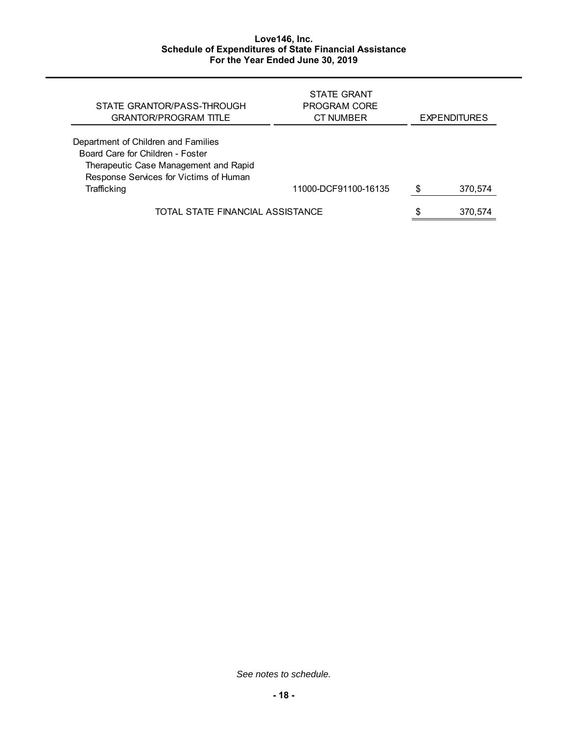**Love146, Inc.**
**Schedule of Expenditures of State Financial Assistance**
**For the Year Ended June 30, 2019**

| STATE GRANTOR/PASS-THROUGH GRANTOR/PROGRAM TITLE | STATE GRANT PROGRAM CORE CT NUMBER | EXPENDITURES |
|---|---|---|
| Department of Children and Families | | |
| Board Care for Children - Foster | | |
| Therapeutic Case Management and Rapid Response Services for Victims of Human Trafficking | 11000-DCF91100-16135 | $ 370,574 |
| TOTAL STATE FINANCIAL ASSISTANCE | | $ 370,574 |

*See notes to schedule.*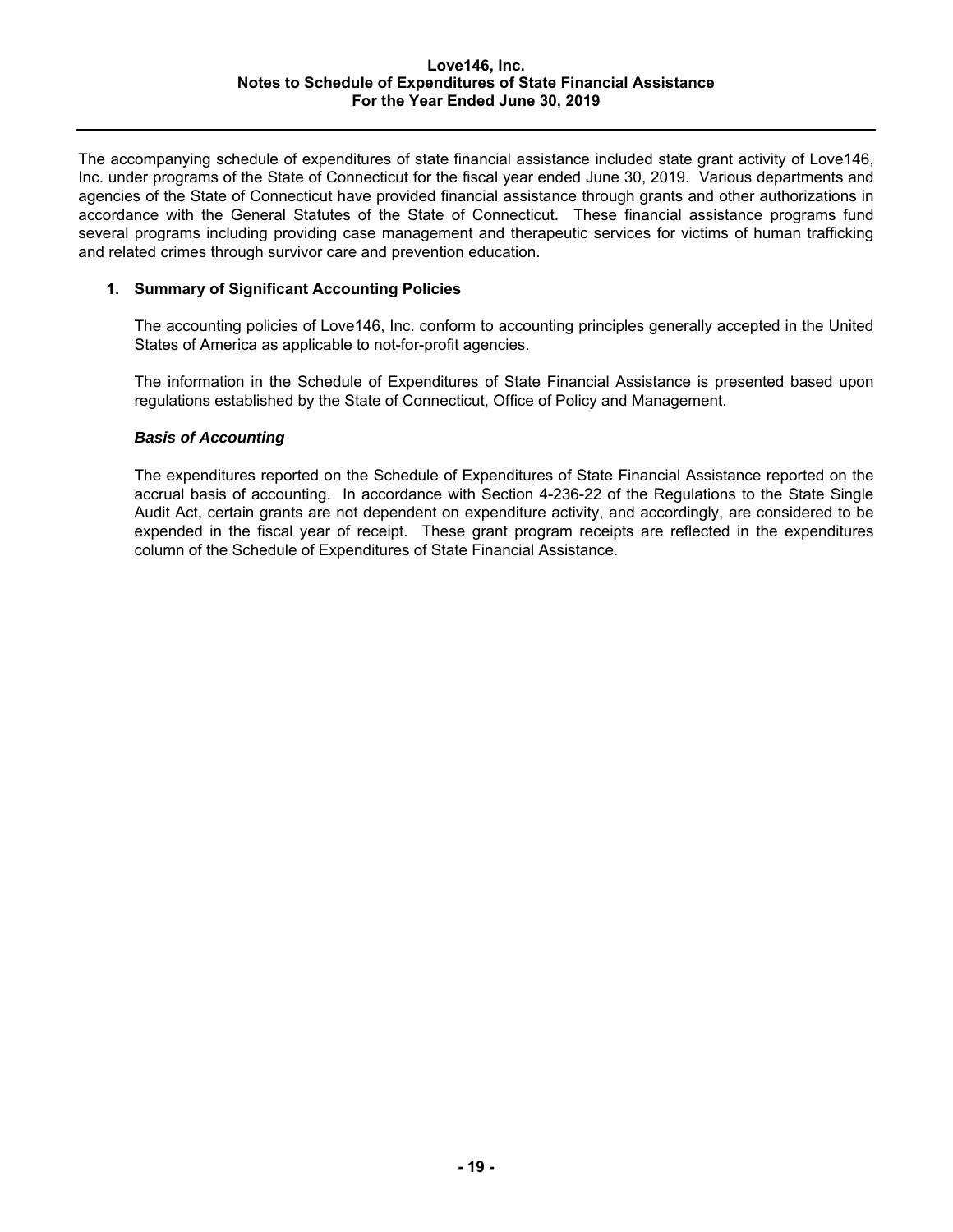# Love146, Inc.
## Notes to Schedule of Expenditures of State Financial Assistance
## For the Year Ended June 30, 2019

The accompanying schedule of expenditures of state financial assistance included state grant activity of Love146, Inc. under programs of the State of Connecticut for the fiscal year ended June 30, 2019. Various departments and agencies of the State of Connecticut have provided financial assistance through grants and other authorizations in accordance with the General Statutes of the State of Connecticut. These financial assistance programs fund several programs including providing case management and therapeutic services for victims of human trafficking and related crimes through survivor care and prevention education.

### 1. Summary of Significant Accounting Policies

The accounting policies of Love146, Inc. conform to accounting principles generally accepted in the United States of America as applicable to not-for-profit agencies.

The information in the Schedule of Expenditures of State Financial Assistance is presented based upon regulations established by the State of Connecticut, Office of Policy and Management.

#### *Basis of Accounting*

The expenditures reported on the Schedule of Expenditures of State Financial Assistance reported on the accrual basis of accounting. In accordance with Section 4-236-22 of the Regulations to the State Single Audit Act, certain grants are not dependent on expenditure activity, and accordingly, are considered to be expended in the fiscal year of receipt. These grant program receipts are reflected in the expenditures column of the Schedule of Expenditures of State Financial Assistance.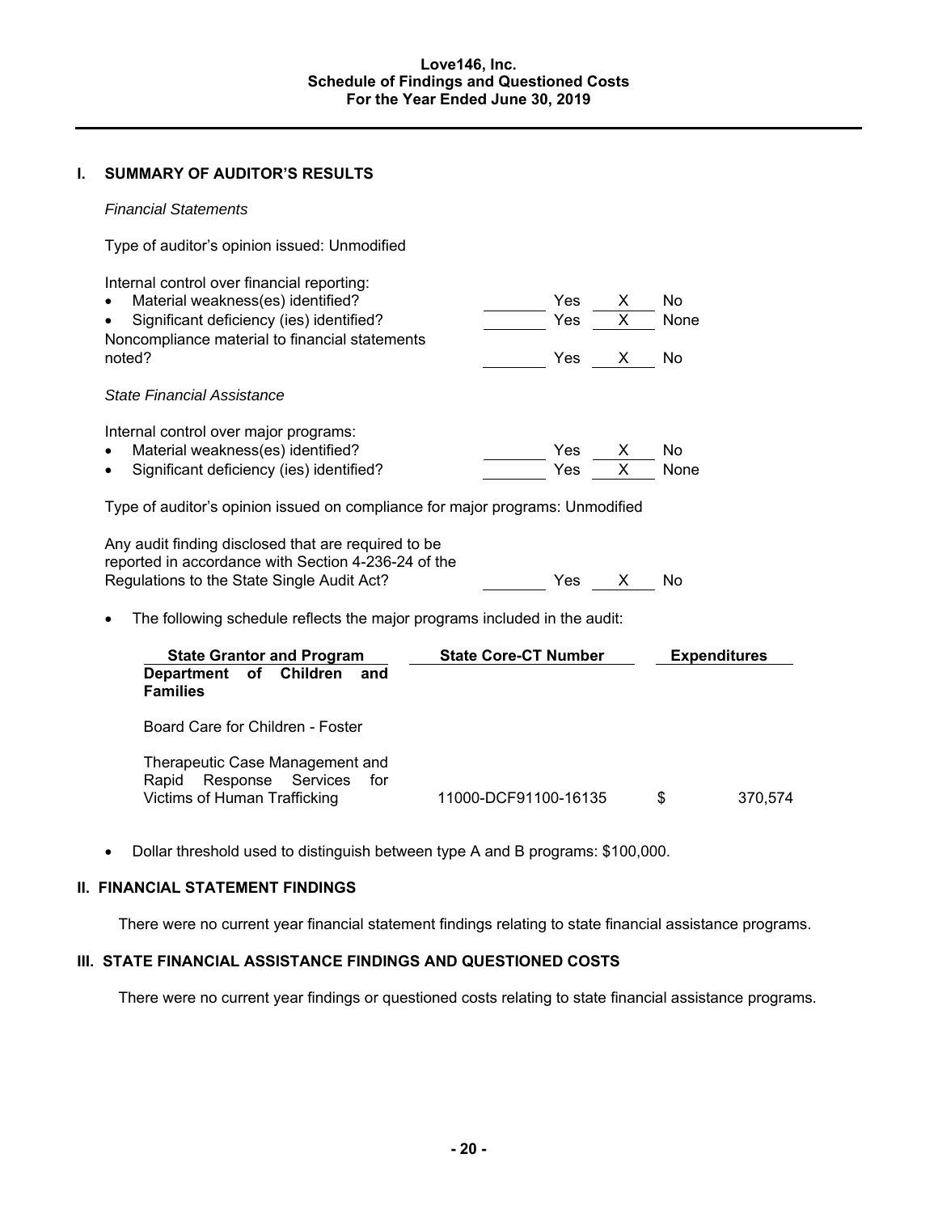**Love146, Inc.**
**Schedule of Findings and Questioned Costs**
**For the Year Ended June 30, 2019**

## I. SUMMARY OF AUDITOR'S RESULTS

*Financial Statements*

Type of auditor's opinion issued: Unmodified

Internal control over financial reporting:

- Material weakness(es) identified? ______ Yes __X__ No
- Significant deficiency (ies) identified? ______ Yes __X__ None

Noncompliance material to financial statements noted? ______ Yes __X__ No

*State Financial Assistance*

Internal control over major programs:

- Material weakness(es) identified? ______ Yes __X__ No
- Significant deficiency (ies) identified? ______ Yes __X__ None

Type of auditor's opinion issued on compliance for major programs: Unmodified

Any audit finding disclosed that are required to be reported in accordance with Section 4-236-24 of the Regulations to the State Single Audit Act? ______ Yes __X__ No

- The following schedule reflects the major programs included in the audit:

| State Grantor and Program | State Core-CT Number | Expenditures |
|---|---|---|
| **Department of Children and Families** | | |
| Board Care for Children - Foster | | |
| Therapeutic Case Management and Rapid Response Services for Victims of Human Trafficking | 11000-DCF91100-16135 | $ 370,574 |

- Dollar threshold used to distinguish between type A and B programs: $100,000.

## II. FINANCIAL STATEMENT FINDINGS

There were no current year financial statement findings relating to state financial assistance programs.

## III. STATE FINANCIAL ASSISTANCE FINDINGS AND QUESTIONED COSTS

There were no current year findings or questioned costs relating to state financial assistance programs.